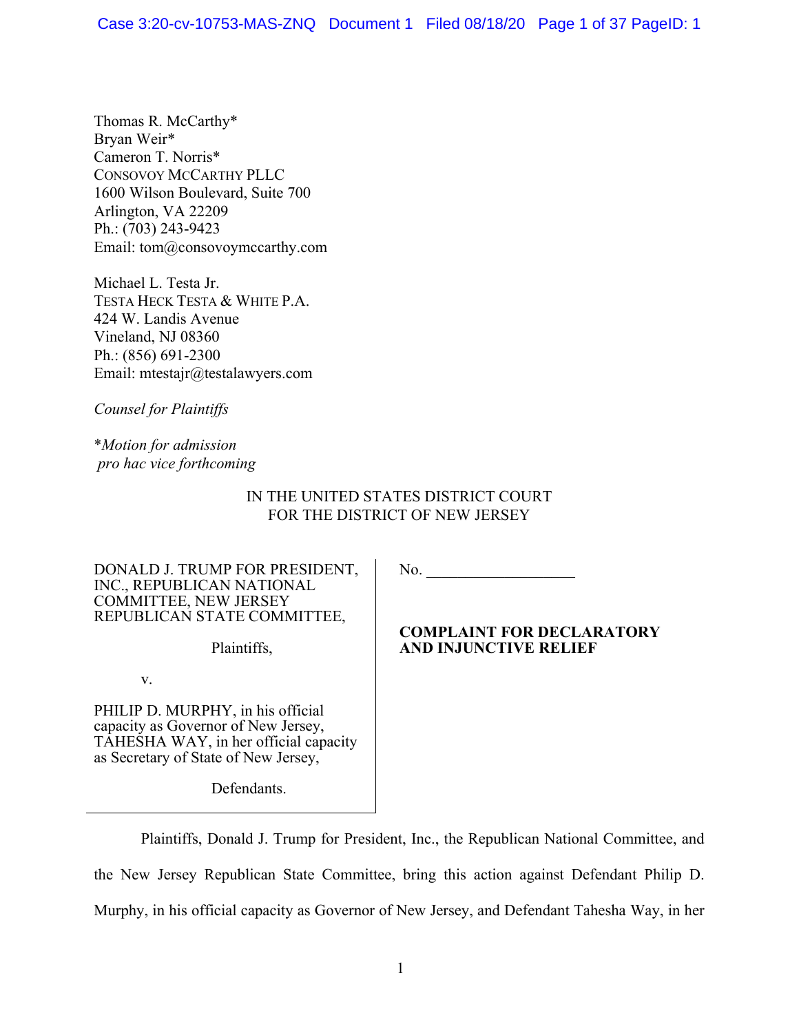Thomas R. McCarthy*
Bryan Weir*
Cameron T. Norris*
CONSOVOY MCCARTHY PLLC
1600 Wilson Boulevard, Suite 700
Arlington, VA 22209
Ph.: (703) 243-9423
Email: tom@consovoymccarthy.com

Michael L. Testa Jr.
TESTA HECK TESTA & WHITE P.A.
424 W. Landis Avenue
Vineland, NJ 08360
Ph.: (856) 691-2300
Email: mtestajr@testalawyers.com

*Counsel for Plaintiffs*

**Motion for admission pro hac vice forthcoming*

IN THE UNITED STATES DISTRICT COURT
FOR THE DISTRICT OF NEW JERSEY

| | |
|---|---|
| DONALD J. TRUMP FOR PRESIDENT, INC., REPUBLICAN NATIONAL COMMITTEE, NEW JERSEY REPUBLICAN STATE COMMITTEE,<br><br>Plaintiffs,<br><br>v.<br><br>PHILIP D. MURPHY, in his official capacity as Governor of New Jersey, TAHESHA WAY, in her official capacity as Secretary of State of New Jersey,<br><br>Defendants. | No. ___________________<br><br>**COMPLAINT FOR DECLARATORY AND INJUNCTIVE RELIEF** |

Plaintiffs, Donald J. Trump for President, Inc., the Republican National Committee, and the New Jersey Republican State Committee, bring this action against Defendant Philip D. Murphy, in his official capacity as Governor of New Jersey, and Defendant Tahesha Way, in her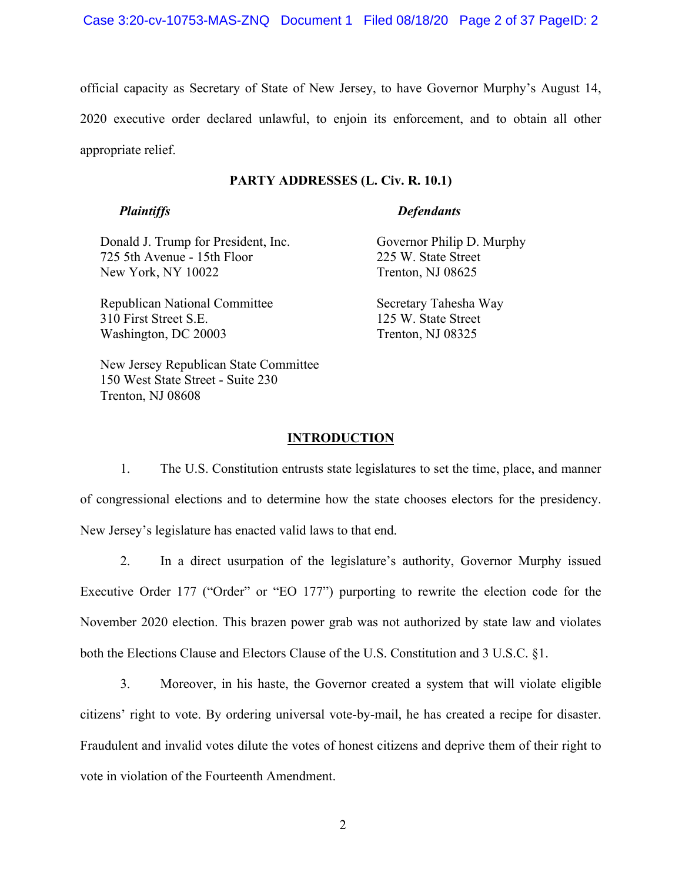official capacity as Secretary of State of New Jersey, to have Governor Murphy's August 14, 2020 executive order declared unlawful, to enjoin its enforcement, and to obtain all other appropriate relief.

**PARTY ADDRESSES (L. Civ. R. 10.1)**

| *Plaintiffs* | *Defendants* |
|---|---|
| Donald J. Trump for President, Inc.<br>725 5th Avenue - 15th Floor<br>New York, NY 10022 | Governor Philip D. Murphy<br>225 W. State Street<br>Trenton, NJ 08625 |
| Republican National Committee<br>310 First Street S.E.<br>Washington, DC 20003 | Secretary Tahesha Way<br>125 W. State Street<br>Trenton, NJ 08325 |
| New Jersey Republican State Committee<br>150 West State Street - Suite 230<br>Trenton, NJ 08608 | |

**INTRODUCTION**

1. The U.S. Constitution entrusts state legislatures to set the time, place, and manner of congressional elections and to determine how the state chooses electors for the presidency. New Jersey's legislature has enacted valid laws to that end.

2. In a direct usurpation of the legislature's authority, Governor Murphy issued Executive Order 177 ("Order" or "EO 177") purporting to rewrite the election code for the November 2020 election. This brazen power grab was not authorized by state law and violates both the Elections Clause and Electors Clause of the U.S. Constitution and 3 U.S.C. §1.

3. Moreover, in his haste, the Governor created a system that will violate eligible citizens' right to vote. By ordering universal vote-by-mail, he has created a recipe for disaster. Fraudulent and invalid votes dilute the votes of honest citizens and deprive them of their right to vote in violation of the Fourteenth Amendment.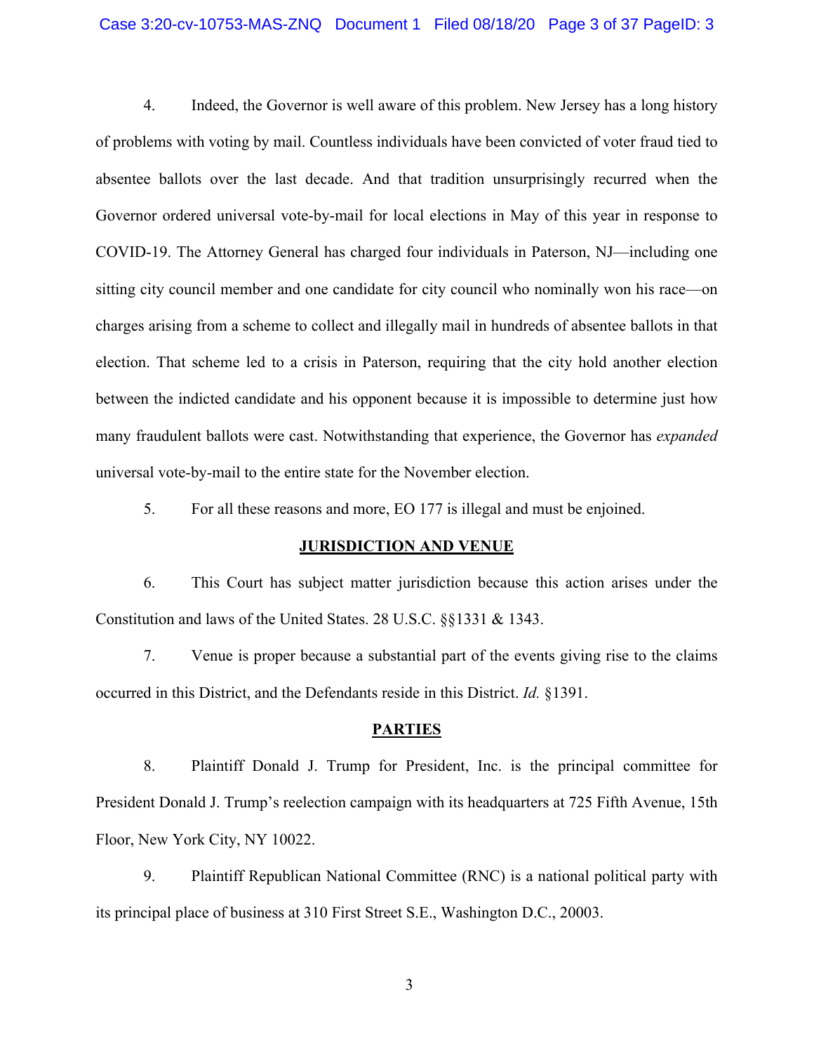4. Indeed, the Governor is well aware of this problem. New Jersey has a long history of problems with voting by mail. Countless individuals have been convicted of voter fraud tied to absentee ballots over the last decade. And that tradition unsurprisingly recurred when the Governor ordered universal vote-by-mail for local elections in May of this year in response to COVID-19. The Attorney General has charged four individuals in Paterson, NJ—including one sitting city council member and one candidate for city council who nominally won his race—on charges arising from a scheme to collect and illegally mail in hundreds of absentee ballots in that election. That scheme led to a crisis in Paterson, requiring that the city hold another election between the indicted candidate and his opponent because it is impossible to determine just how many fraudulent ballots were cast. Notwithstanding that experience, the Governor has *expanded* universal vote-by-mail to the entire state for the November election.

5. For all these reasons and more, EO 177 is illegal and must be enjoined.

## JURISDICTION AND VENUE

6. This Court has subject matter jurisdiction because this action arises under the Constitution and laws of the United States. 28 U.S.C. §§1331 & 1343.

7. Venue is proper because a substantial part of the events giving rise to the claims occurred in this District, and the Defendants reside in this District. *Id.* §1391.

## PARTIES

8. Plaintiff Donald J. Trump for President, Inc. is the principal committee for President Donald J. Trump's reelection campaign with its headquarters at 725 Fifth Avenue, 15th Floor, New York City, NY 10022.

9. Plaintiff Republican National Committee (RNC) is a national political party with its principal place of business at 310 First Street S.E., Washington D.C., 20003.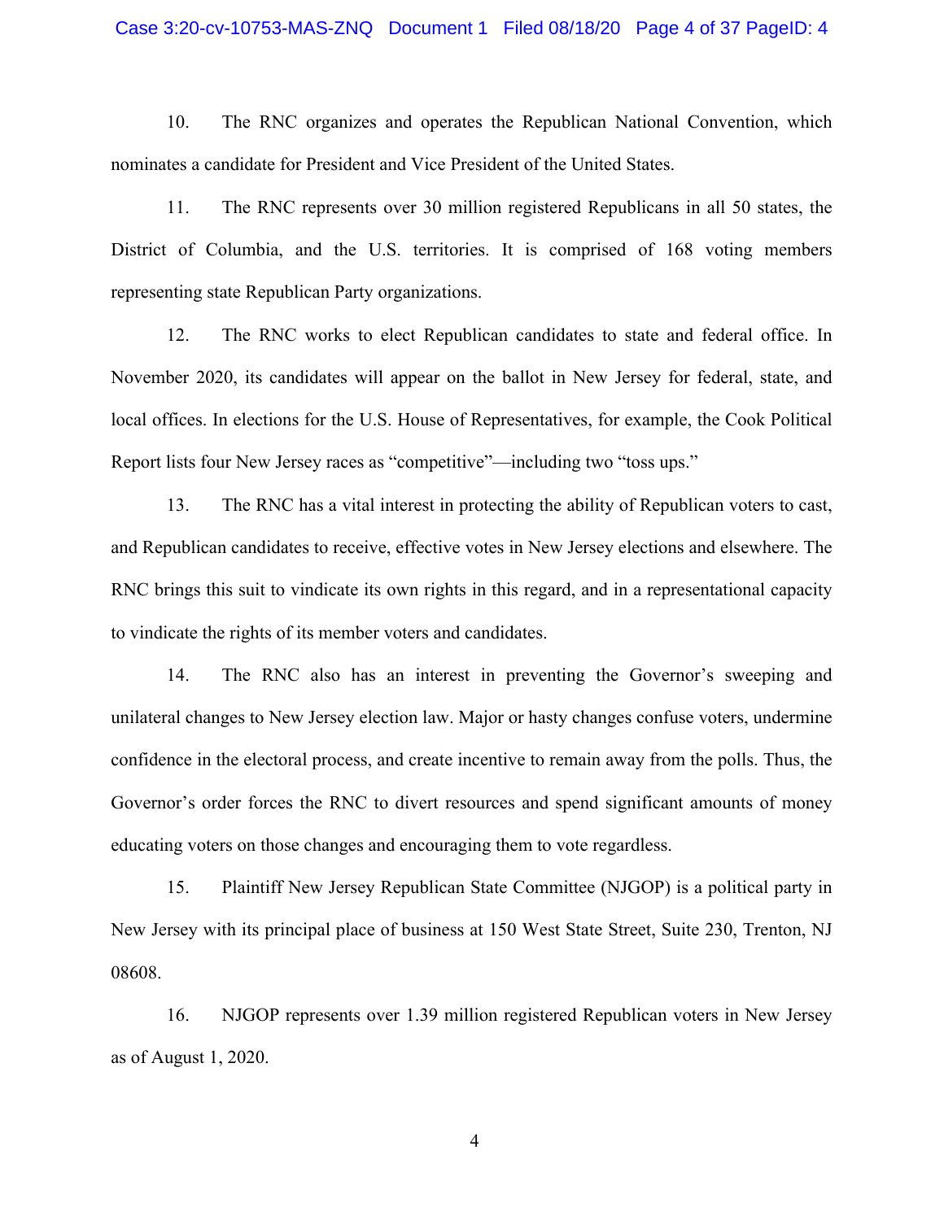10. The RNC organizes and operates the Republican National Convention, which nominates a candidate for President and Vice President of the United States.

11. The RNC represents over 30 million registered Republicans in all 50 states, the District of Columbia, and the U.S. territories. It is comprised of 168 voting members representing state Republican Party organizations.

12. The RNC works to elect Republican candidates to state and federal office. In November 2020, its candidates will appear on the ballot in New Jersey for federal, state, and local offices. In elections for the U.S. House of Representatives, for example, the Cook Political Report lists four New Jersey races as "competitive"—including two "toss ups."

13. The RNC has a vital interest in protecting the ability of Republican voters to cast, and Republican candidates to receive, effective votes in New Jersey elections and elsewhere. The RNC brings this suit to vindicate its own rights in this regard, and in a representational capacity to vindicate the rights of its member voters and candidates.

14. The RNC also has an interest in preventing the Governor's sweeping and unilateral changes to New Jersey election law. Major or hasty changes confuse voters, undermine confidence in the electoral process, and create incentive to remain away from the polls. Thus, the Governor's order forces the RNC to divert resources and spend significant amounts of money educating voters on those changes and encouraging them to vote regardless.

15. Plaintiff New Jersey Republican State Committee (NJGOP) is a political party in New Jersey with its principal place of business at 150 West State Street, Suite 230, Trenton, NJ 08608.

16. NJGOP represents over 1.39 million registered Republican voters in New Jersey as of August 1, 2020.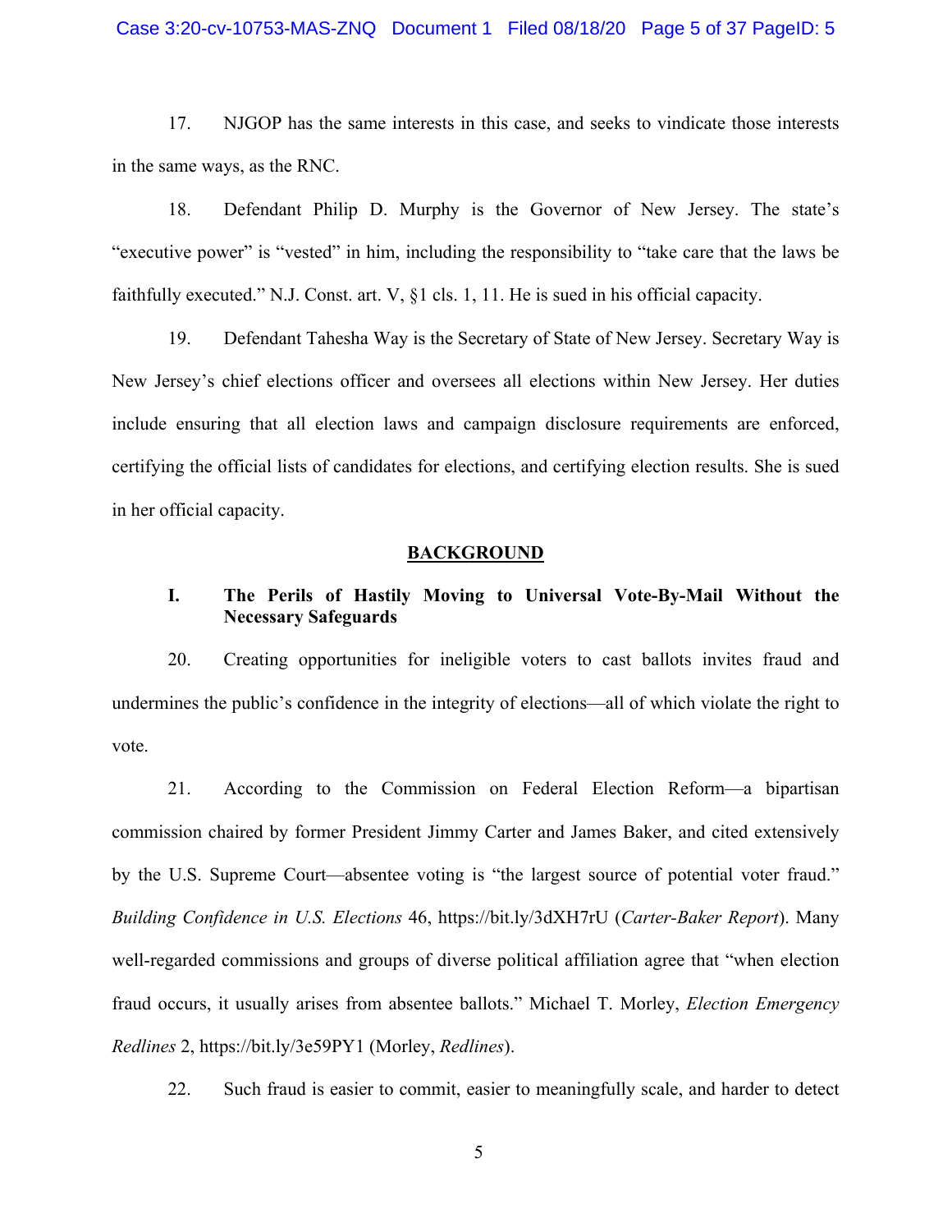17. NJGOP has the same interests in this case, and seeks to vindicate those interests in the same ways, as the RNC.

18. Defendant Philip D. Murphy is the Governor of New Jersey. The state's "executive power" is "vested" in him, including the responsibility to "take care that the laws be faithfully executed." N.J. Const. art. V, §1 cls. 1, 11. He is sued in his official capacity.

19. Defendant Tahesha Way is the Secretary of State of New Jersey. Secretary Way is New Jersey's chief elections officer and oversees all elections within New Jersey. Her duties include ensuring that all election laws and campaign disclosure requirements are enforced, certifying the official lists of candidates for elections, and certifying election results. She is sued in her official capacity.

## BACKGROUND

### I. The Perils of Hastily Moving to Universal Vote-By-Mail Without the Necessary Safeguards

20. Creating opportunities for ineligible voters to cast ballots invites fraud and undermines the public's confidence in the integrity of elections—all of which violate the right to vote.

21. According to the Commission on Federal Election Reform—a bipartisan commission chaired by former President Jimmy Carter and James Baker, and cited extensively by the U.S. Supreme Court—absentee voting is "the largest source of potential voter fraud." *Building Confidence in U.S. Elections* 46, https://bit.ly/3dXH7rU (*Carter-Baker Report*). Many well-regarded commissions and groups of diverse political affiliation agree that "when election fraud occurs, it usually arises from absentee ballots." Michael T. Morley, *Election Emergency Redlines* 2, https://bit.ly/3e59PY1 (Morley, *Redlines*).

22. Such fraud is easier to commit, easier to meaningfully scale, and harder to detect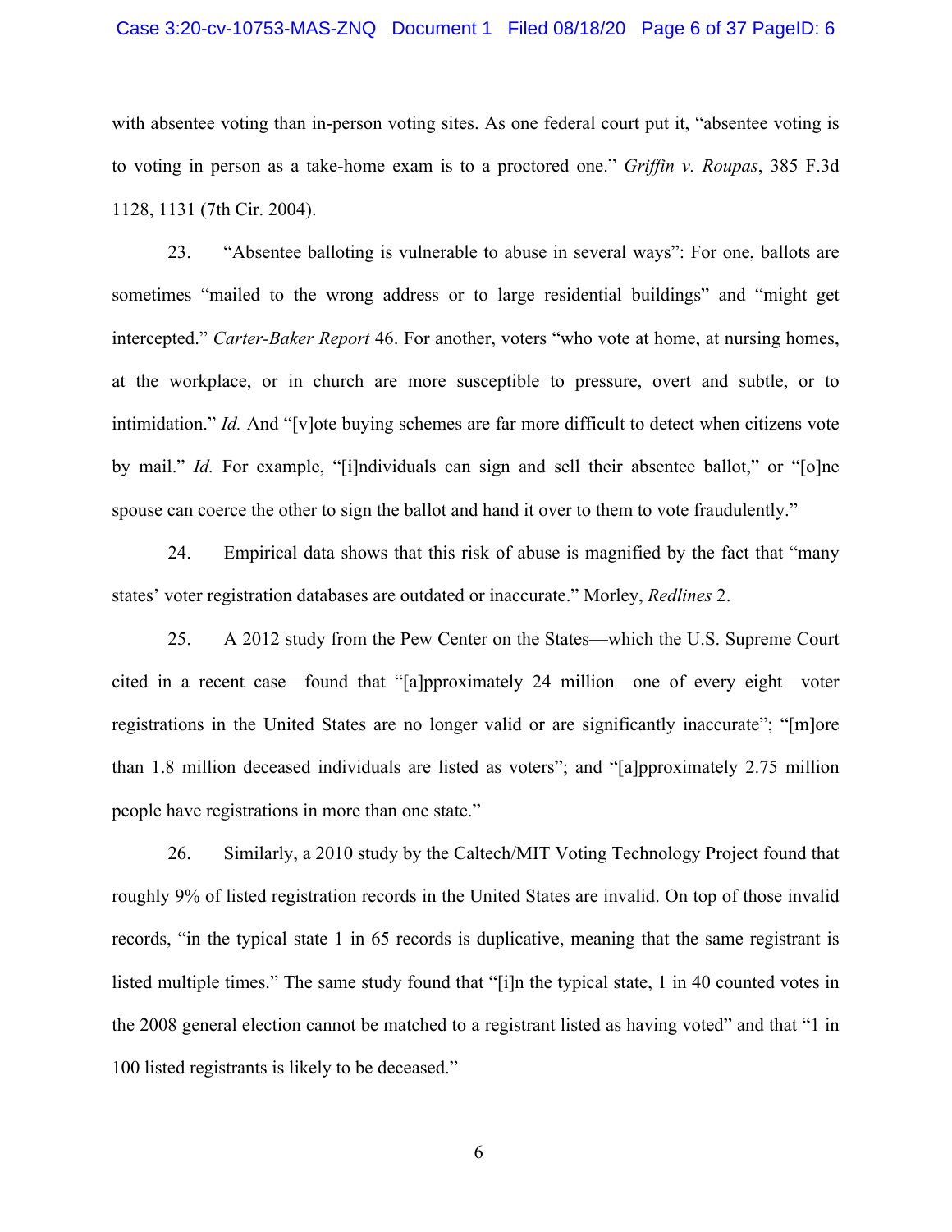with absentee voting than in-person voting sites. As one federal court put it, "absentee voting is to voting in person as a take-home exam is to a proctored one." *Griffin v. Roupas*, 385 F.3d 1128, 1131 (7th Cir. 2004).

23. "Absentee balloting is vulnerable to abuse in several ways": For one, ballots are sometimes "mailed to the wrong address or to large residential buildings" and "might get intercepted." *Carter-Baker Report* 46. For another, voters "who vote at home, at nursing homes, at the workplace, or in church are more susceptible to pressure, overt and subtle, or to intimidation." *Id.* And "[v]ote buying schemes are far more difficult to detect when citizens vote by mail." *Id.* For example, "[i]ndividuals can sign and sell their absentee ballot," or "[o]ne spouse can coerce the other to sign the ballot and hand it over to them to vote fraudulently."

24. Empirical data shows that this risk of abuse is magnified by the fact that "many states' voter registration databases are outdated or inaccurate." Morley, *Redlines* 2.

25. A 2012 study from the Pew Center on the States—which the U.S. Supreme Court cited in a recent case—found that "[a]pproximately 24 million—one of every eight—voter registrations in the United States are no longer valid or are significantly inaccurate"; "[m]ore than 1.8 million deceased individuals are listed as voters"; and "[a]pproximately 2.75 million people have registrations in more than one state."

26. Similarly, a 2010 study by the Caltech/MIT Voting Technology Project found that roughly 9% of listed registration records in the United States are invalid. On top of those invalid records, "in the typical state 1 in 65 records is duplicative, meaning that the same registrant is listed multiple times." The same study found that "[i]n the typical state, 1 in 40 counted votes in the 2008 general election cannot be matched to a registrant listed as having voted" and that "1 in 100 listed registrants is likely to be deceased."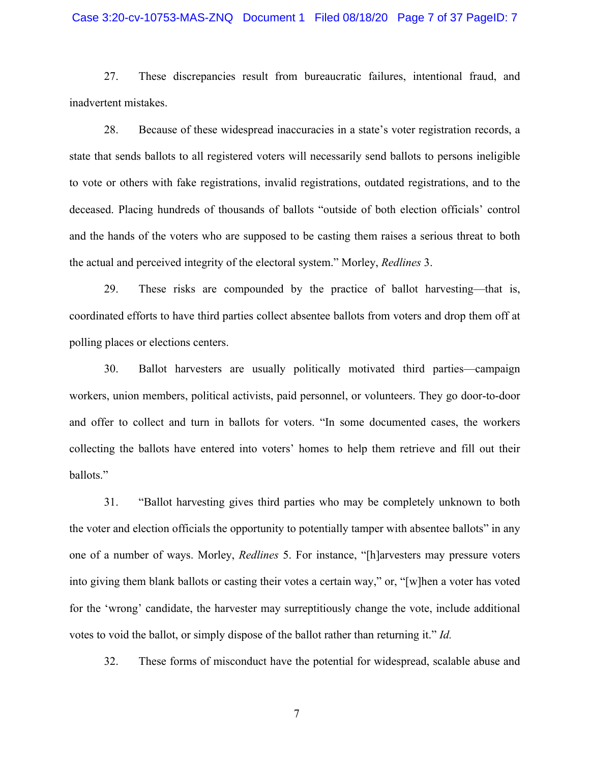27. These discrepancies result from bureaucratic failures, intentional fraud, and inadvertent mistakes.

28. Because of these widespread inaccuracies in a state's voter registration records, a state that sends ballots to all registered voters will necessarily send ballots to persons ineligible to vote or others with fake registrations, invalid registrations, outdated registrations, and to the deceased. Placing hundreds of thousands of ballots "outside of both election officials' control and the hands of the voters who are supposed to be casting them raises a serious threat to both the actual and perceived integrity of the electoral system." Morley, *Redlines* 3.

29. These risks are compounded by the practice of ballot harvesting—that is, coordinated efforts to have third parties collect absentee ballots from voters and drop them off at polling places or elections centers.

30. Ballot harvesters are usually politically motivated third parties—campaign workers, union members, political activists, paid personnel, or volunteers. They go door-to-door and offer to collect and turn in ballots for voters. "In some documented cases, the workers collecting the ballots have entered into voters' homes to help them retrieve and fill out their ballots."

31. "Ballot harvesting gives third parties who may be completely unknown to both the voter and election officials the opportunity to potentially tamper with absentee ballots" in any one of a number of ways. Morley, *Redlines* 5. For instance, "[h]arvesters may pressure voters into giving them blank ballots or casting their votes a certain way," or, "[w]hen a voter has voted for the 'wrong' candidate, the harvester may surreptitiously change the vote, include additional votes to void the ballot, or simply dispose of the ballot rather than returning it." *Id.*

32. These forms of misconduct have the potential for widespread, scalable abuse and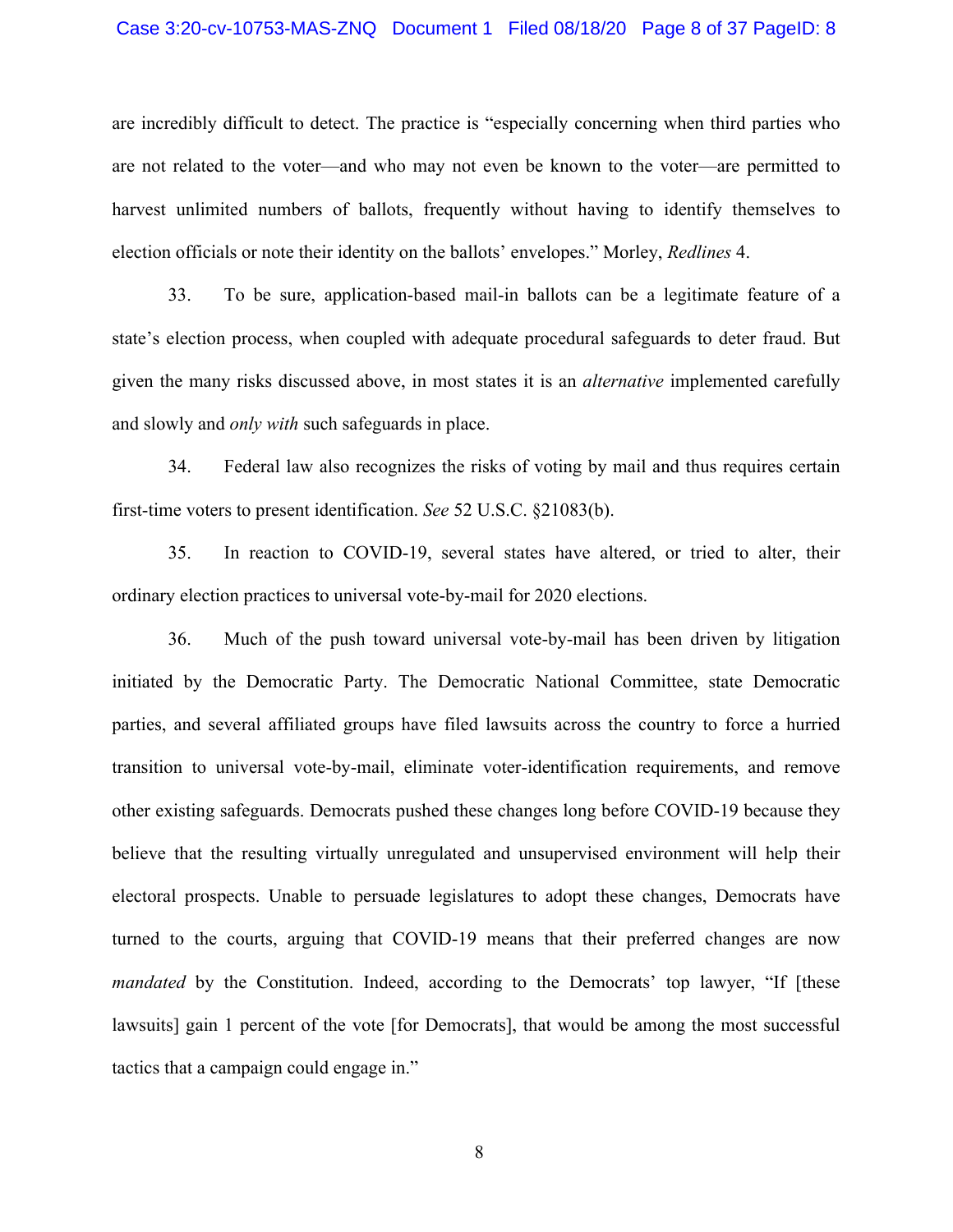are incredibly difficult to detect. The practice is "especially concerning when third parties who are not related to the voter—and who may not even be known to the voter—are permitted to harvest unlimited numbers of ballots, frequently without having to identify themselves to election officials or note their identity on the ballots' envelopes." Morley, *Redlines* 4.

33. To be sure, application-based mail-in ballots can be a legitimate feature of a state's election process, when coupled with adequate procedural safeguards to deter fraud. But given the many risks discussed above, in most states it is an *alternative* implemented carefully and slowly and *only with* such safeguards in place.

34. Federal law also recognizes the risks of voting by mail and thus requires certain first-time voters to present identification. *See* 52 U.S.C. §21083(b).

35. In reaction to COVID-19, several states have altered, or tried to alter, their ordinary election practices to universal vote-by-mail for 2020 elections.

36. Much of the push toward universal vote-by-mail has been driven by litigation initiated by the Democratic Party. The Democratic National Committee, state Democratic parties, and several affiliated groups have filed lawsuits across the country to force a hurried transition to universal vote-by-mail, eliminate voter-identification requirements, and remove other existing safeguards. Democrats pushed these changes long before COVID-19 because they believe that the resulting virtually unregulated and unsupervised environment will help their electoral prospects. Unable to persuade legislatures to adopt these changes, Democrats have turned to the courts, arguing that COVID-19 means that their preferred changes are now *mandated* by the Constitution. Indeed, according to the Democrats' top lawyer, "If [these lawsuits] gain 1 percent of the vote [for Democrats], that would be among the most successful tactics that a campaign could engage in."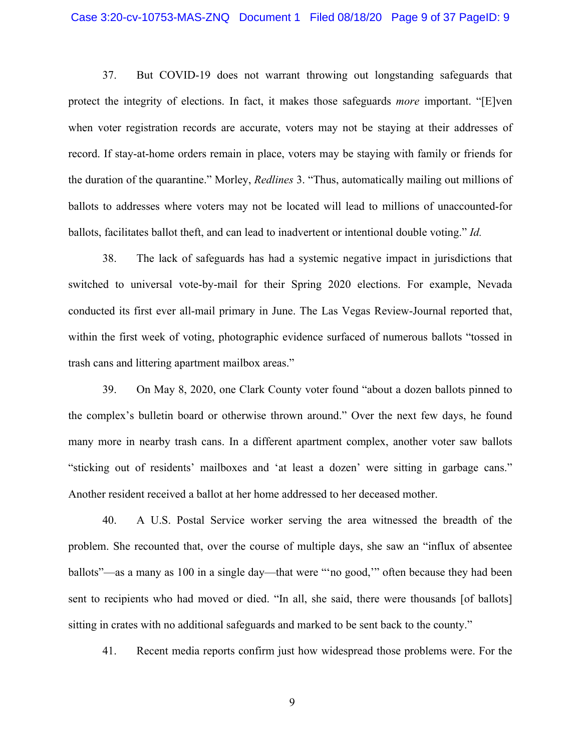37. But COVID-19 does not warrant throwing out longstanding safeguards that protect the integrity of elections. In fact, it makes those safeguards *more* important. "[E]ven when voter registration records are accurate, voters may not be staying at their addresses of record. If stay-at-home orders remain in place, voters may be staying with family or friends for the duration of the quarantine." Morley, *Redlines* 3. "Thus, automatically mailing out millions of ballots to addresses where voters may not be located will lead to millions of unaccounted-for ballots, facilitates ballot theft, and can lead to inadvertent or intentional double voting." *Id.*

38. The lack of safeguards has had a systemic negative impact in jurisdictions that switched to universal vote-by-mail for their Spring 2020 elections. For example, Nevada conducted its first ever all-mail primary in June. The Las Vegas Review-Journal reported that, within the first week of voting, photographic evidence surfaced of numerous ballots "tossed in trash cans and littering apartment mailbox areas."

39. On May 8, 2020, one Clark County voter found "about a dozen ballots pinned to the complex's bulletin board or otherwise thrown around." Over the next few days, he found many more in nearby trash cans. In a different apartment complex, another voter saw ballots "sticking out of residents' mailboxes and 'at least a dozen' were sitting in garbage cans." Another resident received a ballot at her home addressed to her deceased mother.

40. A U.S. Postal Service worker serving the area witnessed the breadth of the problem. She recounted that, over the course of multiple days, she saw an "influx of absentee ballots"—as a many as 100 in a single day—that were "'no good,'" often because they had been sent to recipients who had moved or died. "In all, she said, there were thousands [of ballots] sitting in crates with no additional safeguards and marked to be sent back to the county."

41. Recent media reports confirm just how widespread those problems were. For the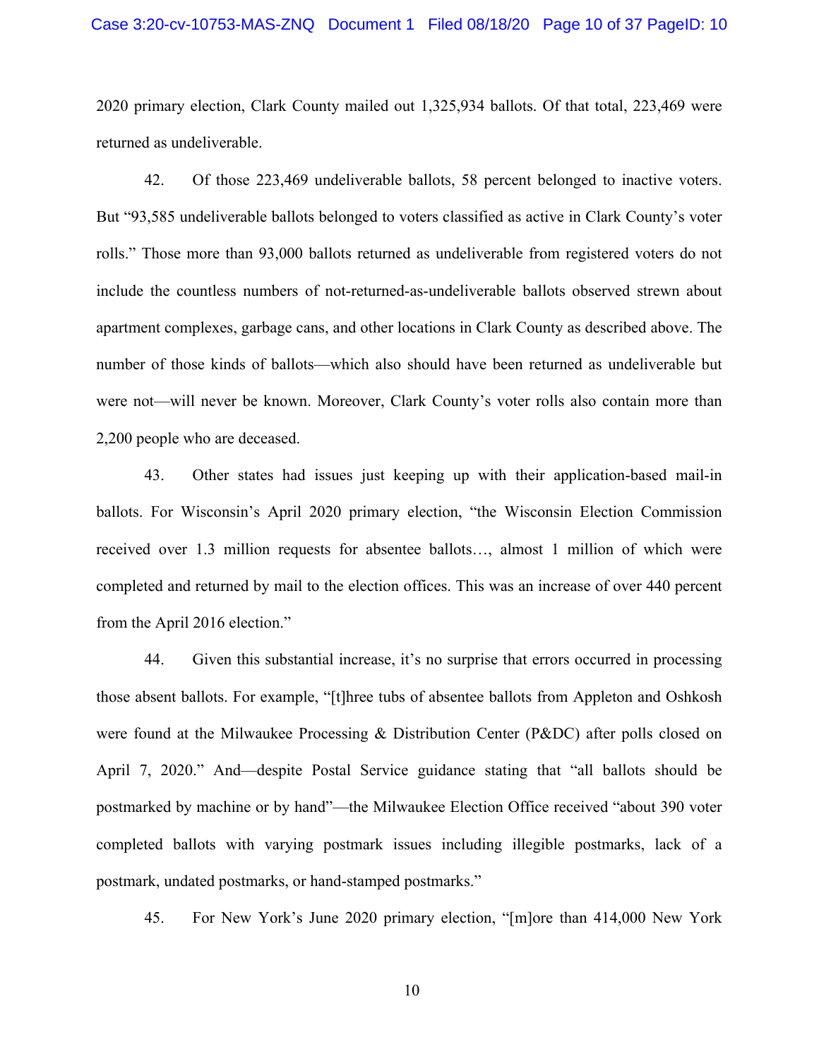2020 primary election, Clark County mailed out 1,325,934 ballots. Of that total, 223,469 were returned as undeliverable.

42. Of those 223,469 undeliverable ballots, 58 percent belonged to inactive voters. But "93,585 undeliverable ballots belonged to voters classified as active in Clark County's voter rolls." Those more than 93,000 ballots returned as undeliverable from registered voters do not include the countless numbers of not-returned-as-undeliverable ballots observed strewn about apartment complexes, garbage cans, and other locations in Clark County as described above. The number of those kinds of ballots—which also should have been returned as undeliverable but were not—will never be known. Moreover, Clark County's voter rolls also contain more than 2,200 people who are deceased.

43. Other states had issues just keeping up with their application-based mail-in ballots. For Wisconsin's April 2020 primary election, "the Wisconsin Election Commission received over 1.3 million requests for absentee ballots…, almost 1 million of which were completed and returned by mail to the election offices. This was an increase of over 440 percent from the April 2016 election."

44. Given this substantial increase, it's no surprise that errors occurred in processing those absent ballots. For example, "[t]hree tubs of absentee ballots from Appleton and Oshkosh were found at the Milwaukee Processing & Distribution Center (P&DC) after polls closed on April 7, 2020." And—despite Postal Service guidance stating that "all ballots should be postmarked by machine or by hand"—the Milwaukee Election Office received "about 390 voter completed ballots with varying postmark issues including illegible postmarks, lack of a postmark, undated postmarks, or hand-stamped postmarks."

45. For New York's June 2020 primary election, "[m]ore than 414,000 New York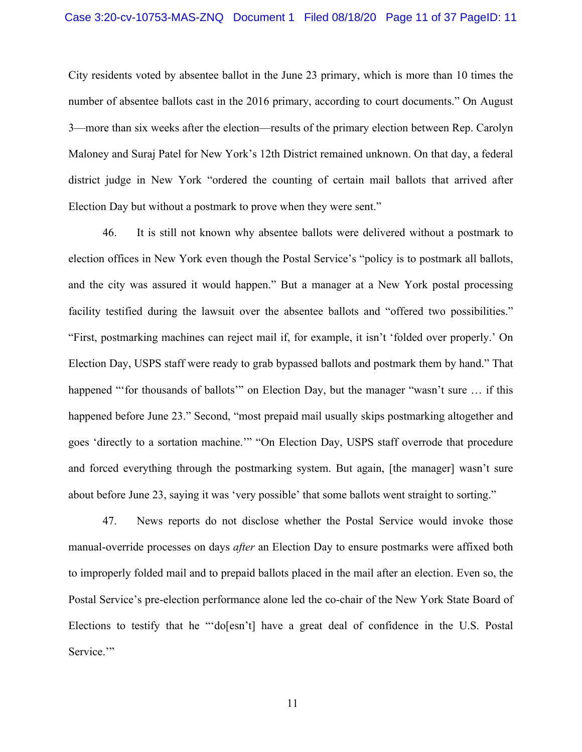City residents voted by absentee ballot in the June 23 primary, which is more than 10 times the number of absentee ballots cast in the 2016 primary, according to court documents." On August 3—more than six weeks after the election—results of the primary election between Rep. Carolyn Maloney and Suraj Patel for New York's 12th District remained unknown. On that day, a federal district judge in New York "ordered the counting of certain mail ballots that arrived after Election Day but without a postmark to prove when they were sent."

46. It is still not known why absentee ballots were delivered without a postmark to election offices in New York even though the Postal Service's "policy is to postmark all ballots, and the city was assured it would happen." But a manager at a New York postal processing facility testified during the lawsuit over the absentee ballots and "offered two possibilities." "First, postmarking machines can reject mail if, for example, it isn't 'folded over properly.' On Election Day, USPS staff were ready to grab bypassed ballots and postmark them by hand." That happened "'for thousands of ballots'" on Election Day, but the manager "wasn't sure … if this happened before June 23." Second, "most prepaid mail usually skips postmarking altogether and goes 'directly to a sortation machine.'" "On Election Day, USPS staff overrode that procedure and forced everything through the postmarking system. But again, [the manager] wasn't sure about before June 23, saying it was 'very possible' that some ballots went straight to sorting."

47. News reports do not disclose whether the Postal Service would invoke those manual-override processes on days *after* an Election Day to ensure postmarks were affixed both to improperly folded mail and to prepaid ballots placed in the mail after an election. Even so, the Postal Service's pre-election performance alone led the co-chair of the New York State Board of Elections to testify that he "'do[esn't] have a great deal of confidence in the U.S. Postal Service.'"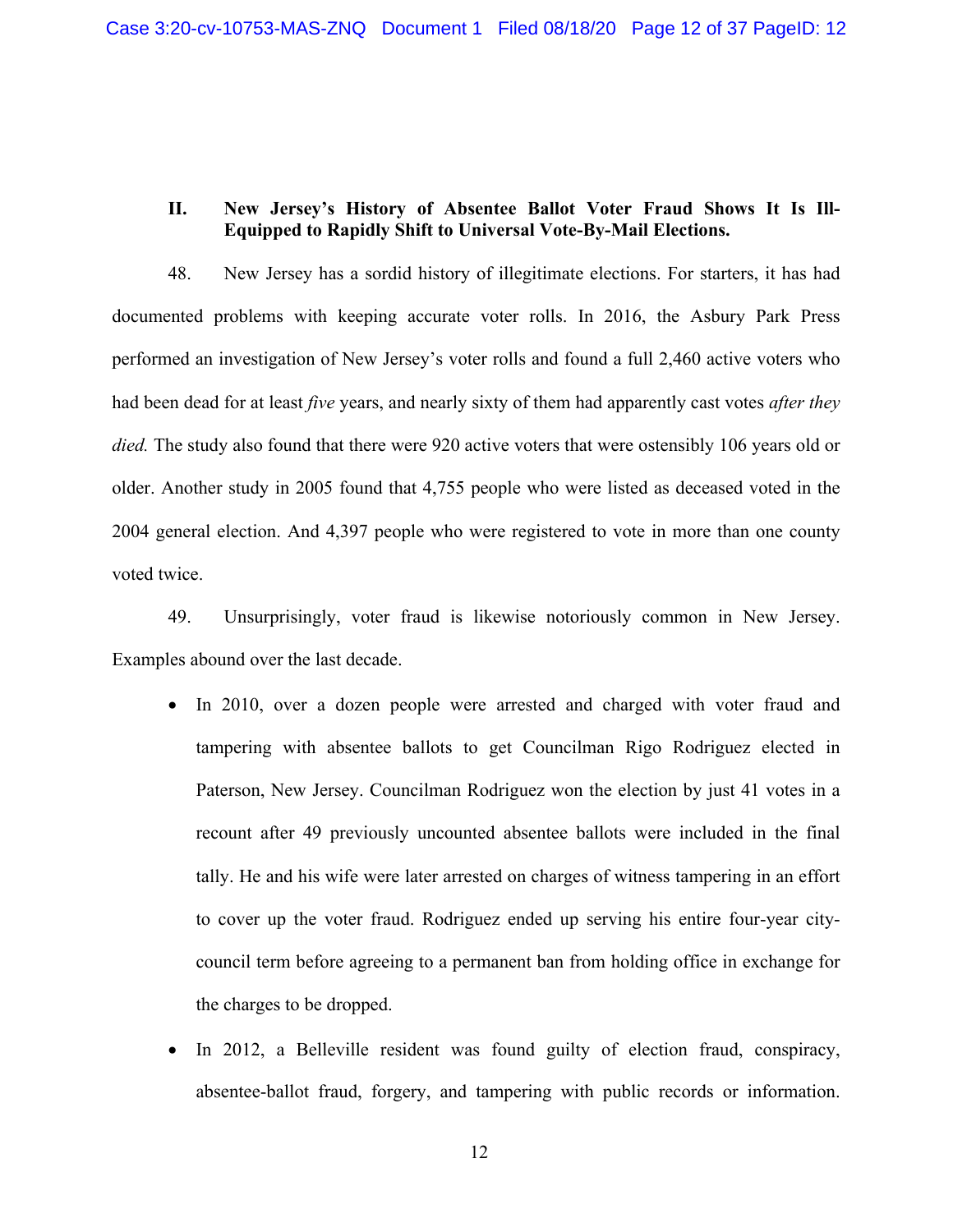## II. New Jersey's History of Absentee Ballot Voter Fraud Shows It Is Ill-Equipped to Rapidly Shift to Universal Vote-By-Mail Elections.

48. New Jersey has a sordid history of illegitimate elections. For starters, it has had documented problems with keeping accurate voter rolls. In 2016, the Asbury Park Press performed an investigation of New Jersey's voter rolls and found a full 2,460 active voters who had been dead for at least *five* years, and nearly sixty of them had apparently cast votes *after they died.* The study also found that there were 920 active voters that were ostensibly 106 years old or older. Another study in 2005 found that 4,755 people who were listed as deceased voted in the 2004 general election. And 4,397 people who were registered to vote in more than one county voted twice.

49. Unsurprisingly, voter fraud is likewise notoriously common in New Jersey. Examples abound over the last decade.

- In 2010, over a dozen people were arrested and charged with voter fraud and tampering with absentee ballots to get Councilman Rigo Rodriguez elected in Paterson, New Jersey. Councilman Rodriguez won the election by just 41 votes in a recount after 49 previously uncounted absentee ballots were included in the final tally. He and his wife were later arrested on charges of witness tampering in an effort to cover up the voter fraud. Rodriguez ended up serving his entire four-year city-council term before agreeing to a permanent ban from holding office in exchange for the charges to be dropped.

- In 2012, a Belleville resident was found guilty of election fraud, conspiracy, absentee-ballot fraud, forgery, and tampering with public records or information.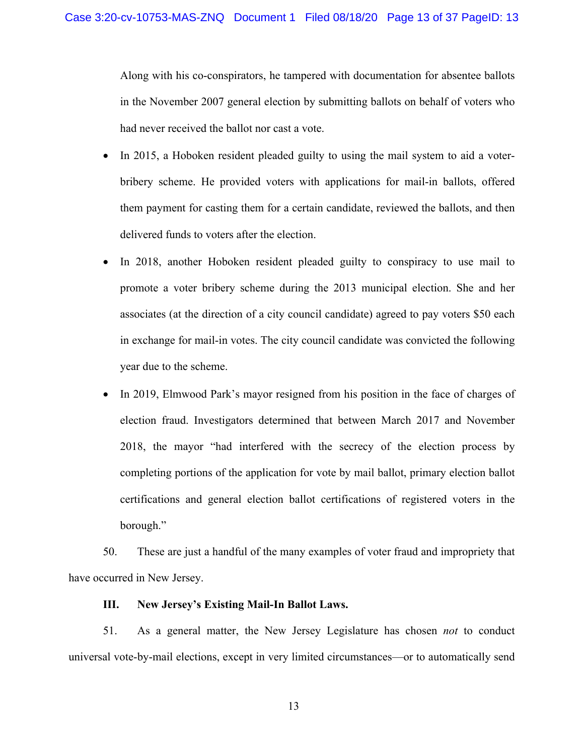Along with his co-conspirators, he tampered with documentation for absentee ballots in the November 2007 general election by submitting ballots on behalf of voters who had never received the ballot nor cast a vote.

- In 2015, a Hoboken resident pleaded guilty to using the mail system to aid a voter-bribery scheme. He provided voters with applications for mail-in ballots, offered them payment for casting them for a certain candidate, reviewed the ballots, and then delivered funds to voters after the election.
- In 2018, another Hoboken resident pleaded guilty to conspiracy to use mail to promote a voter bribery scheme during the 2013 municipal election. She and her associates (at the direction of a city council candidate) agreed to pay voters $50 each in exchange for mail-in votes. The city council candidate was convicted the following year due to the scheme.
- In 2019, Elmwood Park's mayor resigned from his position in the face of charges of election fraud. Investigators determined that between March 2017 and November 2018, the mayor "had interfered with the secrecy of the election process by completing portions of the application for vote by mail ballot, primary election ballot certifications and general election ballot certifications of registered voters in the borough."

50. These are just a handful of the many examples of voter fraud and impropriety that have occurred in New Jersey.

**III. New Jersey's Existing Mail-In Ballot Laws.**

51. As a general matter, the New Jersey Legislature has chosen *not* to conduct universal vote-by-mail elections, except in very limited circumstances—or to automatically send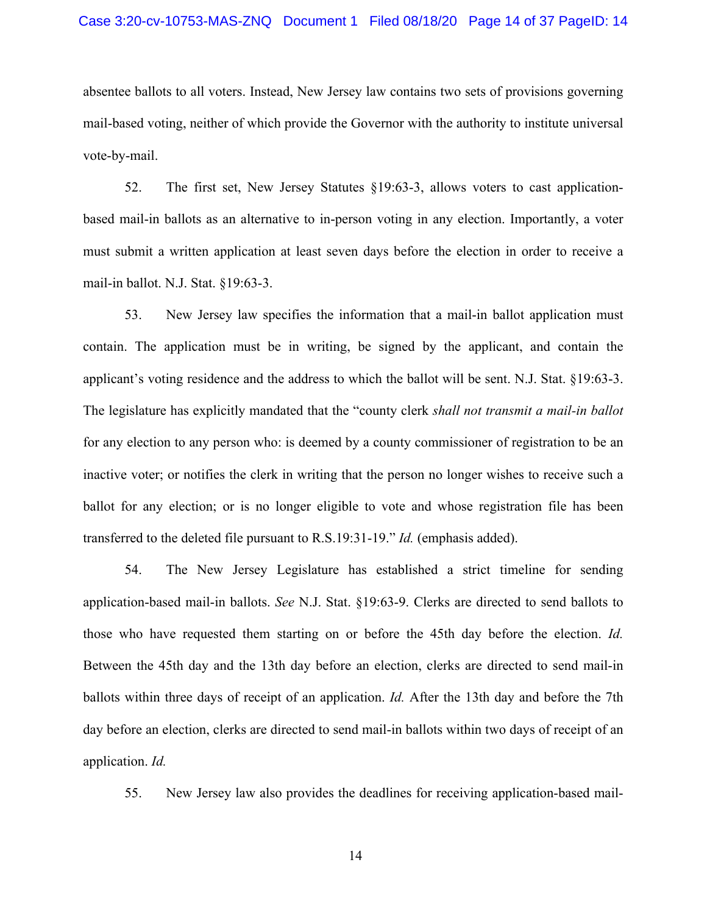absentee ballots to all voters. Instead, New Jersey law contains two sets of provisions governing mail-based voting, neither of which provide the Governor with the authority to institute universal vote-by-mail.

52. The first set, New Jersey Statutes §19:63-3, allows voters to cast application-based mail-in ballots as an alternative to in-person voting in any election. Importantly, a voter must submit a written application at least seven days before the election in order to receive a mail-in ballot. N.J. Stat. §19:63-3.

53. New Jersey law specifies the information that a mail-in ballot application must contain. The application must be in writing, be signed by the applicant, and contain the applicant's voting residence and the address to which the ballot will be sent. N.J. Stat. §19:63-3. The legislature has explicitly mandated that the "county clerk *shall not transmit a mail-in ballot* for any election to any person who: is deemed by a county commissioner of registration to be an inactive voter; or notifies the clerk in writing that the person no longer wishes to receive such a ballot for any election; or is no longer eligible to vote and whose registration file has been transferred to the deleted file pursuant to R.S.19:31-19." *Id.* (emphasis added).

54. The New Jersey Legislature has established a strict timeline for sending application-based mail-in ballots. *See* N.J. Stat. §19:63-9. Clerks are directed to send ballots to those who have requested them starting on or before the 45th day before the election. *Id.* Between the 45th day and the 13th day before an election, clerks are directed to send mail-in ballots within three days of receipt of an application. *Id.* After the 13th day and before the 7th day before an election, clerks are directed to send mail-in ballots within two days of receipt of an application. *Id.*

55. New Jersey law also provides the deadlines for receiving application-based mail-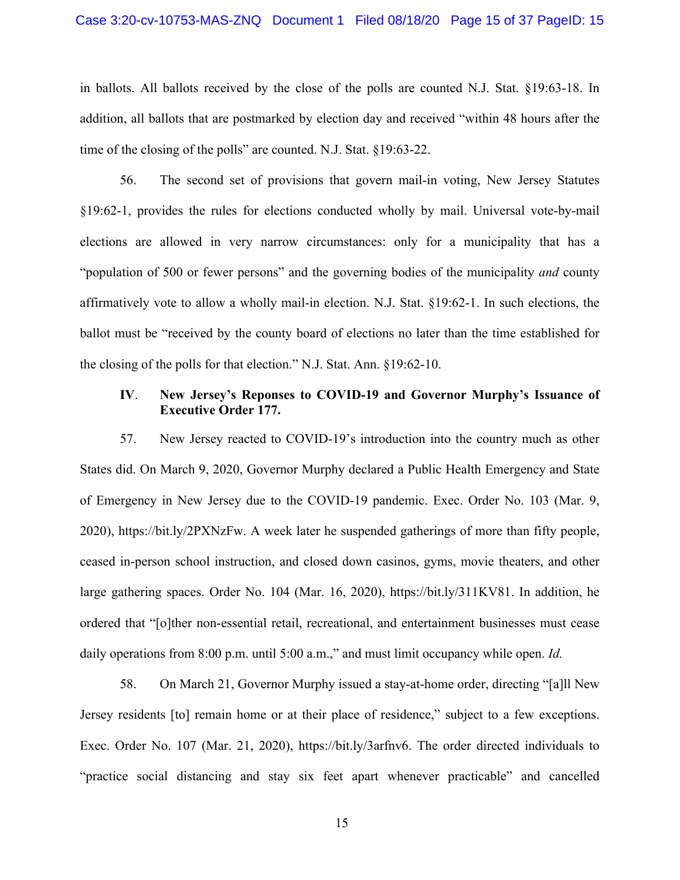in ballots. All ballots received by the close of the polls are counted N.J. Stat. §19:63-18. In addition, all ballots that are postmarked by election day and received "within 48 hours after the time of the closing of the polls" are counted. N.J. Stat. §19:63-22.

56. The second set of provisions that govern mail-in voting, New Jersey Statutes §19:62-1, provides the rules for elections conducted wholly by mail. Universal vote-by-mail elections are allowed in very narrow circumstances: only for a municipality that has a "population of 500 or fewer persons" and the governing bodies of the municipality *and* county affirmatively vote to allow a wholly mail-in election. N.J. Stat. §19:62-1. In such elections, the ballot must be "received by the county board of elections no later than the time established for the closing of the polls for that election." N.J. Stat. Ann. §19:62-10.

### IV. New Jersey's Reponses to COVID-19 and Governor Murphy's Issuance of Executive Order 177.

57. New Jersey reacted to COVID-19's introduction into the country much as other States did. On March 9, 2020, Governor Murphy declared a Public Health Emergency and State of Emergency in New Jersey due to the COVID-19 pandemic. Exec. Order No. 103 (Mar. 9, 2020), https://bit.ly/2PXNzFw. A week later he suspended gatherings of more than fifty people, ceased in-person school instruction, and closed down casinos, gyms, movie theaters, and other large gathering spaces. Order No. 104 (Mar. 16, 2020), https://bit.ly/311KV81. In addition, he ordered that "[o]ther non-essential retail, recreational, and entertainment businesses must cease daily operations from 8:00 p.m. until 5:00 a.m.," and must limit occupancy while open. *Id.*

58. On March 21, Governor Murphy issued a stay-at-home order, directing "[a]ll New Jersey residents [to] remain home or at their place of residence," subject to a few exceptions. Exec. Order No. 107 (Mar. 21, 2020), https://bit.ly/3arfnv6. The order directed individuals to "practice social distancing and stay six feet apart whenever practicable" and cancelled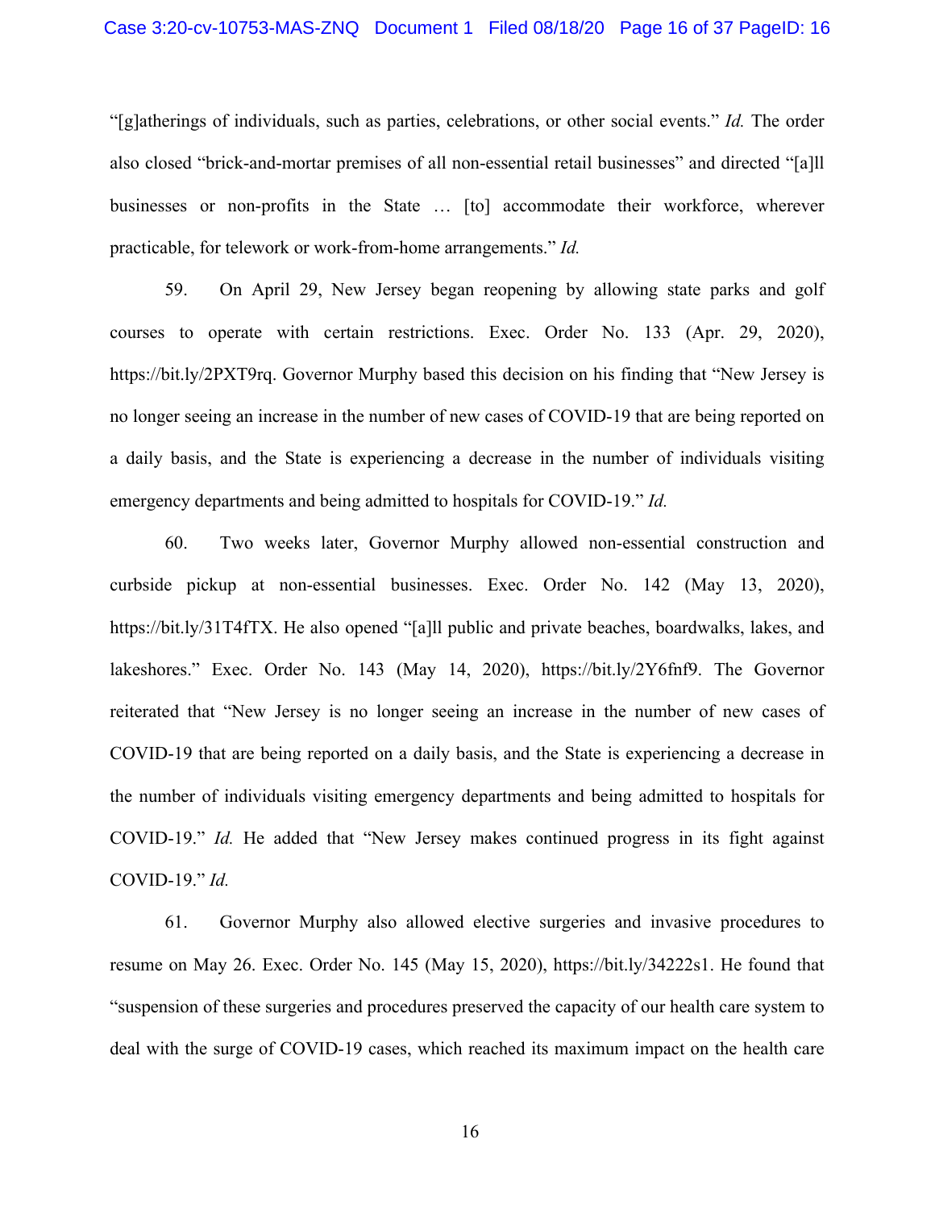"[g]atherings of individuals, such as parties, celebrations, or other social events." *Id.* The order also closed "brick-and-mortar premises of all non-essential retail businesses" and directed "[a]ll businesses or non-profits in the State … [to] accommodate their workforce, wherever practicable, for telework or work-from-home arrangements." *Id.*

59. On April 29, New Jersey began reopening by allowing state parks and golf courses to operate with certain restrictions. Exec. Order No. 133 (Apr. 29, 2020), https://bit.ly/2PXT9rq. Governor Murphy based this decision on his finding that "New Jersey is no longer seeing an increase in the number of new cases of COVID-19 that are being reported on a daily basis, and the State is experiencing a decrease in the number of individuals visiting emergency departments and being admitted to hospitals for COVID-19." *Id.*

60. Two weeks later, Governor Murphy allowed non-essential construction and curbside pickup at non-essential businesses. Exec. Order No. 142 (May 13, 2020), https://bit.ly/31T4fTX. He also opened "[a]ll public and private beaches, boardwalks, lakes, and lakeshores." Exec. Order No. 143 (May 14, 2020), https://bit.ly/2Y6fnf9. The Governor reiterated that "New Jersey is no longer seeing an increase in the number of new cases of COVID-19 that are being reported on a daily basis, and the State is experiencing a decrease in the number of individuals visiting emergency departments and being admitted to hospitals for COVID-19." *Id.* He added that "New Jersey makes continued progress in its fight against COVID-19." *Id.*

61. Governor Murphy also allowed elective surgeries and invasive procedures to resume on May 26. Exec. Order No. 145 (May 15, 2020), https://bit.ly/34222s1. He found that "suspension of these surgeries and procedures preserved the capacity of our health care system to deal with the surge of COVID-19 cases, which reached its maximum impact on the health care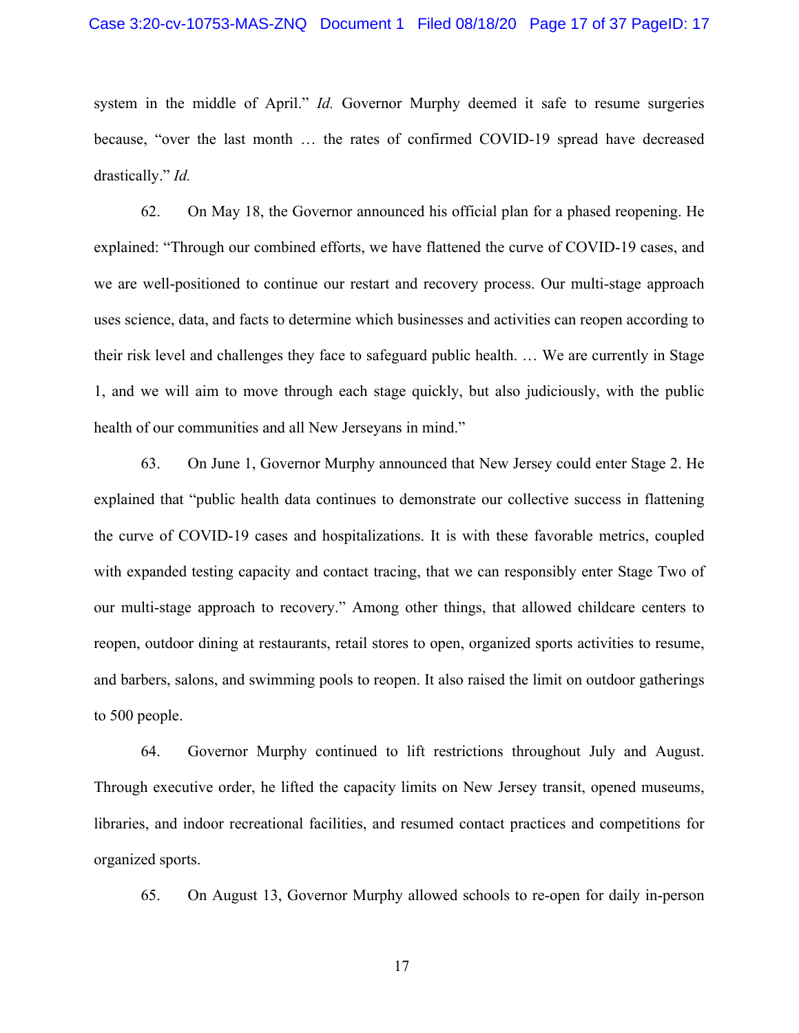system in the middle of April." *Id.* Governor Murphy deemed it safe to resume surgeries because, "over the last month … the rates of confirmed COVID-19 spread have decreased drastically." *Id.*

62. On May 18, the Governor announced his official plan for a phased reopening. He explained: "Through our combined efforts, we have flattened the curve of COVID-19 cases, and we are well-positioned to continue our restart and recovery process. Our multi-stage approach uses science, data, and facts to determine which businesses and activities can reopen according to their risk level and challenges they face to safeguard public health. … We are currently in Stage 1, and we will aim to move through each stage quickly, but also judiciously, with the public health of our communities and all New Jerseyans in mind."

63. On June 1, Governor Murphy announced that New Jersey could enter Stage 2. He explained that "public health data continues to demonstrate our collective success in flattening the curve of COVID-19 cases and hospitalizations. It is with these favorable metrics, coupled with expanded testing capacity and contact tracing, that we can responsibly enter Stage Two of our multi-stage approach to recovery." Among other things, that allowed childcare centers to reopen, outdoor dining at restaurants, retail stores to open, organized sports activities to resume, and barbers, salons, and swimming pools to reopen. It also raised the limit on outdoor gatherings to 500 people.

64. Governor Murphy continued to lift restrictions throughout July and August. Through executive order, he lifted the capacity limits on New Jersey transit, opened museums, libraries, and indoor recreational facilities, and resumed contact practices and competitions for organized sports.

65. On August 13, Governor Murphy allowed schools to re-open for daily in-person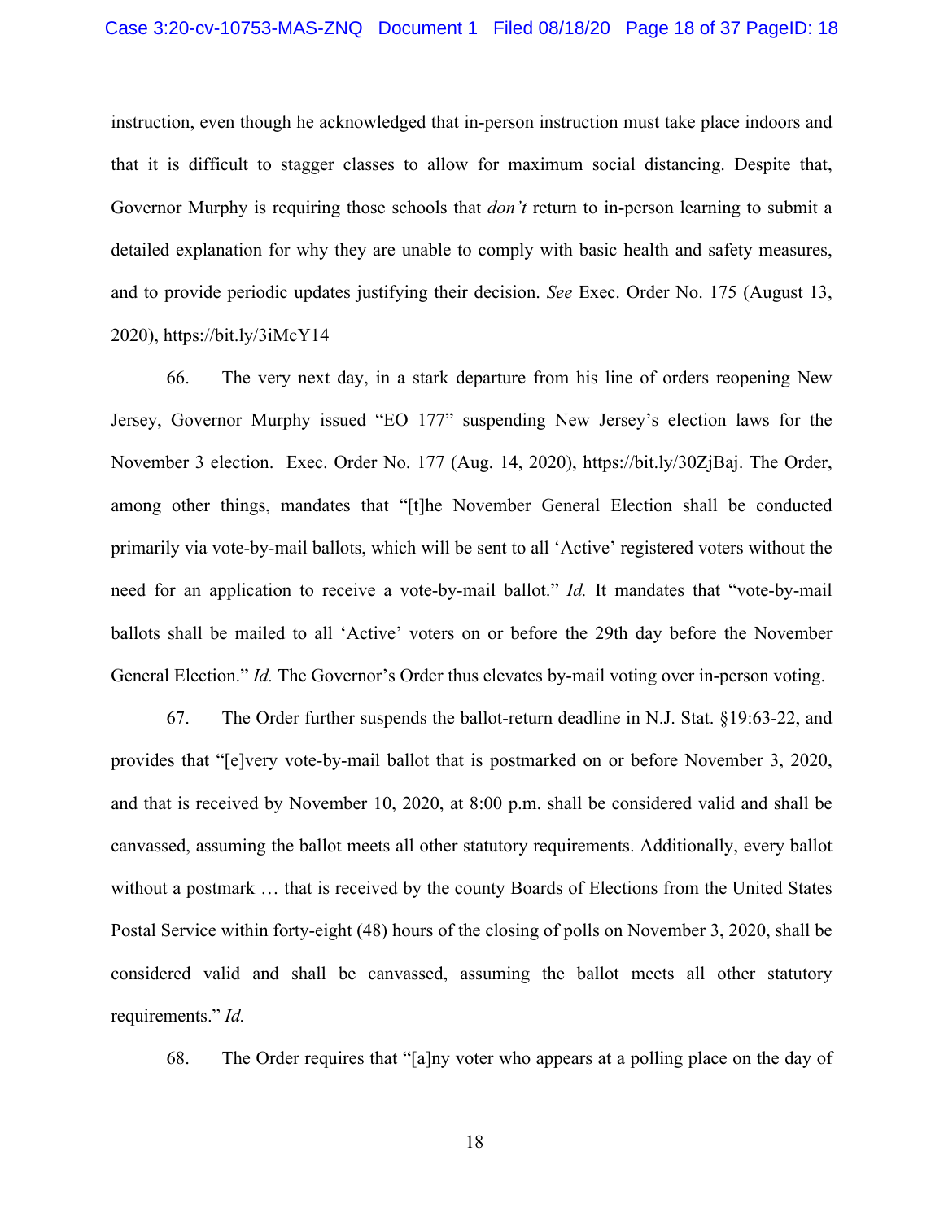instruction, even though he acknowledged that in-person instruction must take place indoors and that it is difficult to stagger classes to allow for maximum social distancing. Despite that, Governor Murphy is requiring those schools that *don't* return to in-person learning to submit a detailed explanation for why they are unable to comply with basic health and safety measures, and to provide periodic updates justifying their decision. *See* Exec. Order No. 175 (August 13, 2020), https://bit.ly/3iMcY14

66. The very next day, in a stark departure from his line of orders reopening New Jersey, Governor Murphy issued "EO 177" suspending New Jersey's election laws for the November 3 election. Exec. Order No. 177 (Aug. 14, 2020), https://bit.ly/30ZjBaj. The Order, among other things, mandates that "[t]he November General Election shall be conducted primarily via vote-by-mail ballots, which will be sent to all 'Active' registered voters without the need for an application to receive a vote-by-mail ballot." *Id.* It mandates that "vote-by-mail ballots shall be mailed to all 'Active' voters on or before the 29th day before the November General Election." *Id.* The Governor's Order thus elevates by-mail voting over in-person voting.

67. The Order further suspends the ballot-return deadline in N.J. Stat. §19:63-22, and provides that "[e]very vote-by-mail ballot that is postmarked on or before November 3, 2020, and that is received by November 10, 2020, at 8:00 p.m. shall be considered valid and shall be canvassed, assuming the ballot meets all other statutory requirements. Additionally, every ballot without a postmark … that is received by the county Boards of Elections from the United States Postal Service within forty-eight (48) hours of the closing of polls on November 3, 2020, shall be considered valid and shall be canvassed, assuming the ballot meets all other statutory requirements." *Id.*

68. The Order requires that "[a]ny voter who appears at a polling place on the day of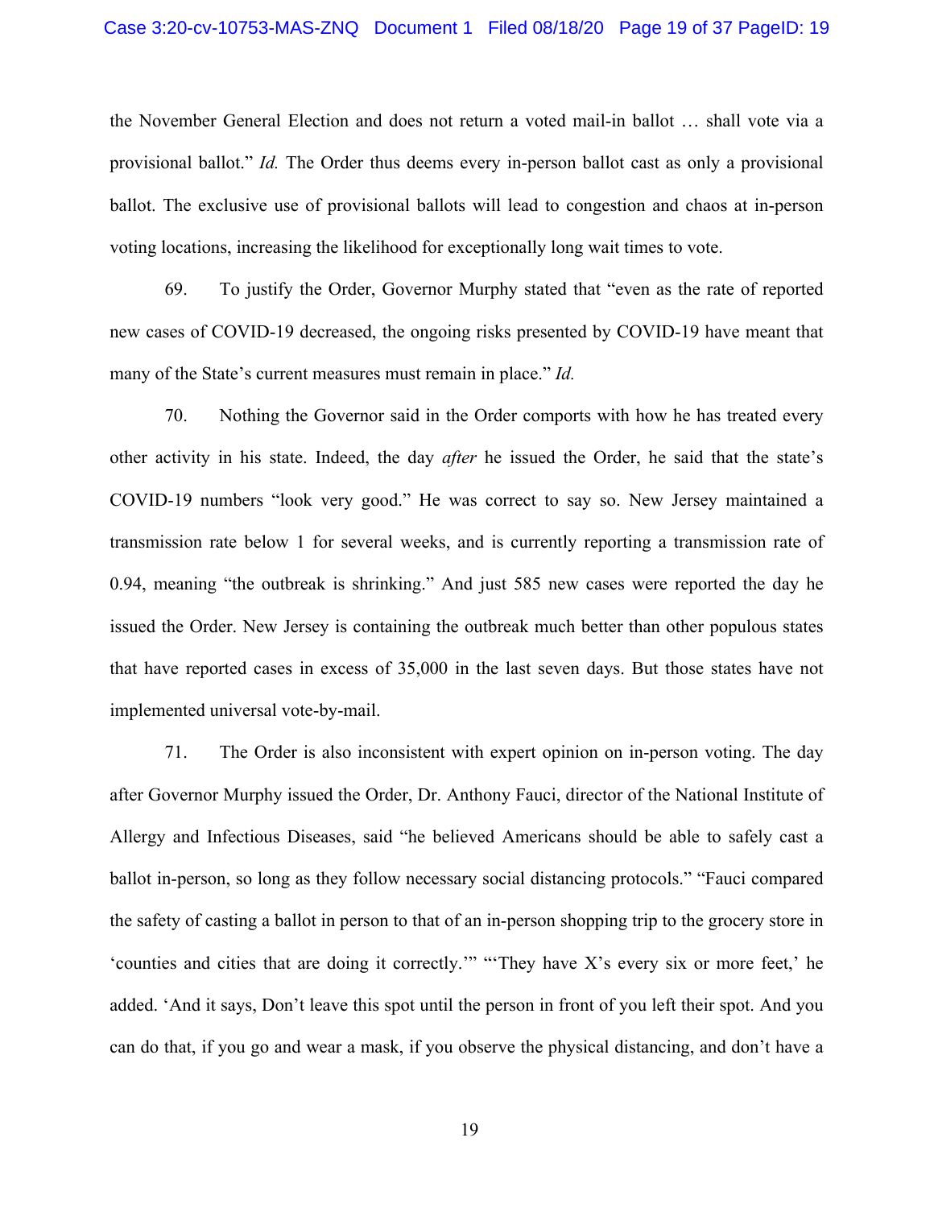the November General Election and does not return a voted mail-in ballot … shall vote via a provisional ballot." *Id.* The Order thus deems every in-person ballot cast as only a provisional ballot. The exclusive use of provisional ballots will lead to congestion and chaos at in-person voting locations, increasing the likelihood for exceptionally long wait times to vote.

69. To justify the Order, Governor Murphy stated that "even as the rate of reported new cases of COVID-19 decreased, the ongoing risks presented by COVID-19 have meant that many of the State's current measures must remain in place." *Id.*

70. Nothing the Governor said in the Order comports with how he has treated every other activity in his state. Indeed, the day *after* he issued the Order, he said that the state's COVID-19 numbers "look very good." He was correct to say so. New Jersey maintained a transmission rate below 1 for several weeks, and is currently reporting a transmission rate of 0.94, meaning "the outbreak is shrinking." And just 585 new cases were reported the day he issued the Order. New Jersey is containing the outbreak much better than other populous states that have reported cases in excess of 35,000 in the last seven days. But those states have not implemented universal vote-by-mail.

71. The Order is also inconsistent with expert opinion on in-person voting. The day after Governor Murphy issued the Order, Dr. Anthony Fauci, director of the National Institute of Allergy and Infectious Diseases, said "he believed Americans should be able to safely cast a ballot in-person, so long as they follow necessary social distancing protocols." "Fauci compared the safety of casting a ballot in person to that of an in-person shopping trip to the grocery store in 'counties and cities that are doing it correctly.'" "'They have X's every six or more feet,' he added. 'And it says, Don't leave this spot until the person in front of you left their spot. And you can do that, if you go and wear a mask, if you observe the physical distancing, and don't have a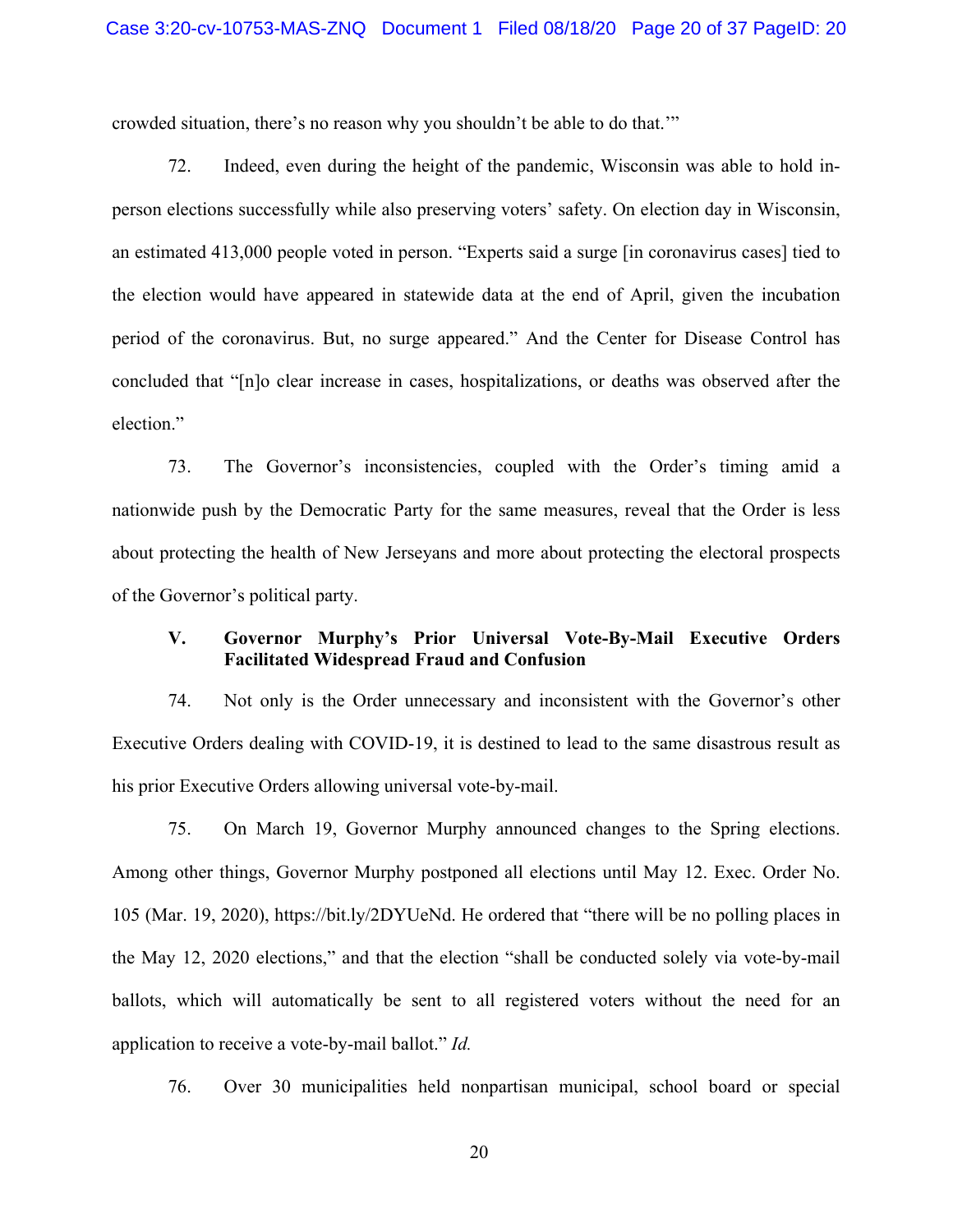crowded situation, there's no reason why you shouldn't be able to do that.'"

72. Indeed, even during the height of the pandemic, Wisconsin was able to hold in-person elections successfully while also preserving voters' safety. On election day in Wisconsin, an estimated 413,000 people voted in person. "Experts said a surge [in coronavirus cases] tied to the election would have appeared in statewide data at the end of April, given the incubation period of the coronavirus. But, no surge appeared." And the Center for Disease Control has concluded that "[n]o clear increase in cases, hospitalizations, or deaths was observed after the election."

73. The Governor's inconsistencies, coupled with the Order's timing amid a nationwide push by the Democratic Party for the same measures, reveal that the Order is less about protecting the health of New Jerseyans and more about protecting the electoral prospects of the Governor's political party.

### V. Governor Murphy's Prior Universal Vote-By-Mail Executive Orders Facilitated Widespread Fraud and Confusion

74. Not only is the Order unnecessary and inconsistent with the Governor's other Executive Orders dealing with COVID-19, it is destined to lead to the same disastrous result as his prior Executive Orders allowing universal vote-by-mail.

75. On March 19, Governor Murphy announced changes to the Spring elections. Among other things, Governor Murphy postponed all elections until May 12. Exec. Order No. 105 (Mar. 19, 2020), https://bit.ly/2DYUeNd. He ordered that "there will be no polling places in the May 12, 2020 elections," and that the election "shall be conducted solely via vote-by-mail ballots, which will automatically be sent to all registered voters without the need for an application to receive a vote-by-mail ballot." *Id.*

76. Over 30 municipalities held nonpartisan municipal, school board or special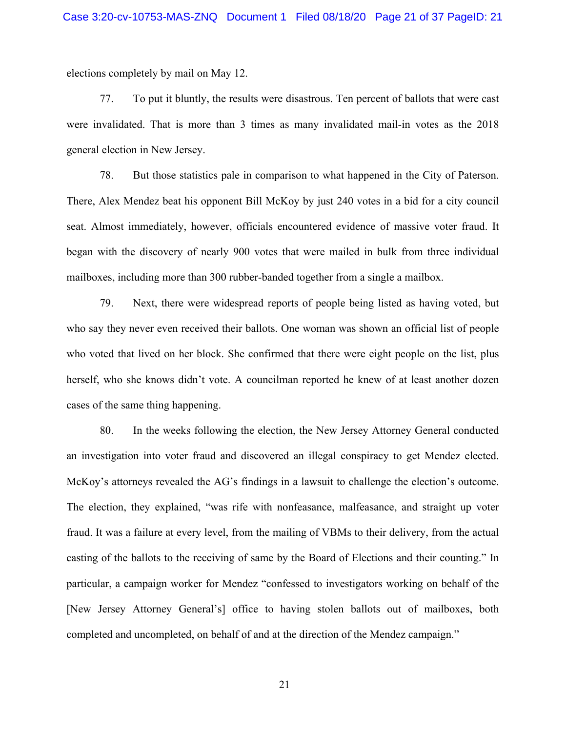elections completely by mail on May 12.

77. To put it bluntly, the results were disastrous. Ten percent of ballots that were cast were invalidated. That is more than 3 times as many invalidated mail-in votes as the 2018 general election in New Jersey.

78. But those statistics pale in comparison to what happened in the City of Paterson. There, Alex Mendez beat his opponent Bill McKoy by just 240 votes in a bid for a city council seat. Almost immediately, however, officials encountered evidence of massive voter fraud. It began with the discovery of nearly 900 votes that were mailed in bulk from three individual mailboxes, including more than 300 rubber-banded together from a single a mailbox.

79. Next, there were widespread reports of people being listed as having voted, but who say they never even received their ballots. One woman was shown an official list of people who voted that lived on her block. She confirmed that there were eight people on the list, plus herself, who she knows didn't vote. A councilman reported he knew of at least another dozen cases of the same thing happening.

80. In the weeks following the election, the New Jersey Attorney General conducted an investigation into voter fraud and discovered an illegal conspiracy to get Mendez elected. McKoy's attorneys revealed the AG's findings in a lawsuit to challenge the election's outcome. The election, they explained, "was rife with nonfeasance, malfeasance, and straight up voter fraud. It was a failure at every level, from the mailing of VBMs to their delivery, from the actual casting of the ballots to the receiving of same by the Board of Elections and their counting." In particular, a campaign worker for Mendez "confessed to investigators working on behalf of the [New Jersey Attorney General's] office to having stolen ballots out of mailboxes, both completed and uncompleted, on behalf of and at the direction of the Mendez campaign."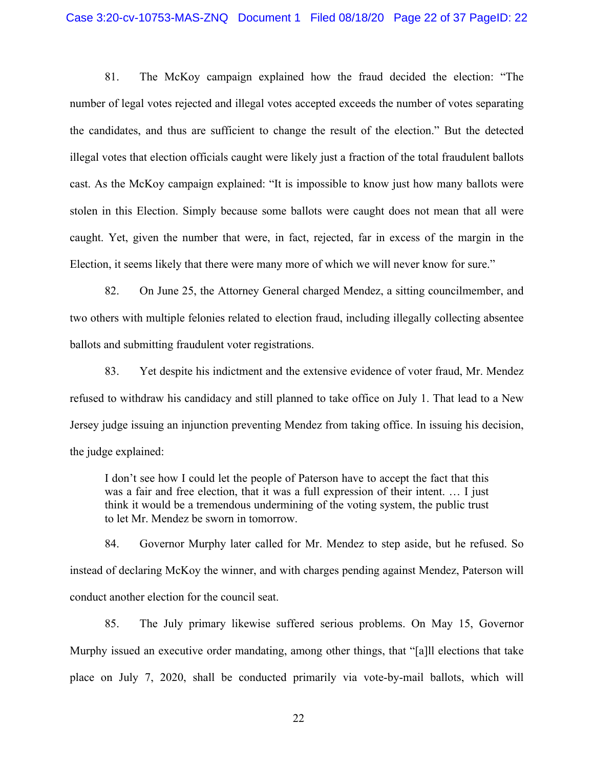81. The McKoy campaign explained how the fraud decided the election: "The number of legal votes rejected and illegal votes accepted exceeds the number of votes separating the candidates, and thus are sufficient to change the result of the election." But the detected illegal votes that election officials caught were likely just a fraction of the total fraudulent ballots cast. As the McKoy campaign explained: "It is impossible to know just how many ballots were stolen in this Election. Simply because some ballots were caught does not mean that all were caught. Yet, given the number that were, in fact, rejected, far in excess of the margin in the Election, it seems likely that there were many more of which we will never know for sure."

82. On June 25, the Attorney General charged Mendez, a sitting councilmember, and two others with multiple felonies related to election fraud, including illegally collecting absentee ballots and submitting fraudulent voter registrations.

83. Yet despite his indictment and the extensive evidence of voter fraud, Mr. Mendez refused to withdraw his candidacy and still planned to take office on July 1. That lead to a New Jersey judge issuing an injunction preventing Mendez from taking office. In issuing his decision, the judge explained:

> I don't see how I could let the people of Paterson have to accept the fact that this was a fair and free election, that it was a full expression of their intent. … I just think it would be a tremendous undermining of the voting system, the public trust to let Mr. Mendez be sworn in tomorrow.

84. Governor Murphy later called for Mr. Mendez to step aside, but he refused. So instead of declaring McKoy the winner, and with charges pending against Mendez, Paterson will conduct another election for the council seat.

85. The July primary likewise suffered serious problems. On May 15, Governor Murphy issued an executive order mandating, among other things, that "[a]ll elections that take place on July 7, 2020, shall be conducted primarily via vote-by-mail ballots, which will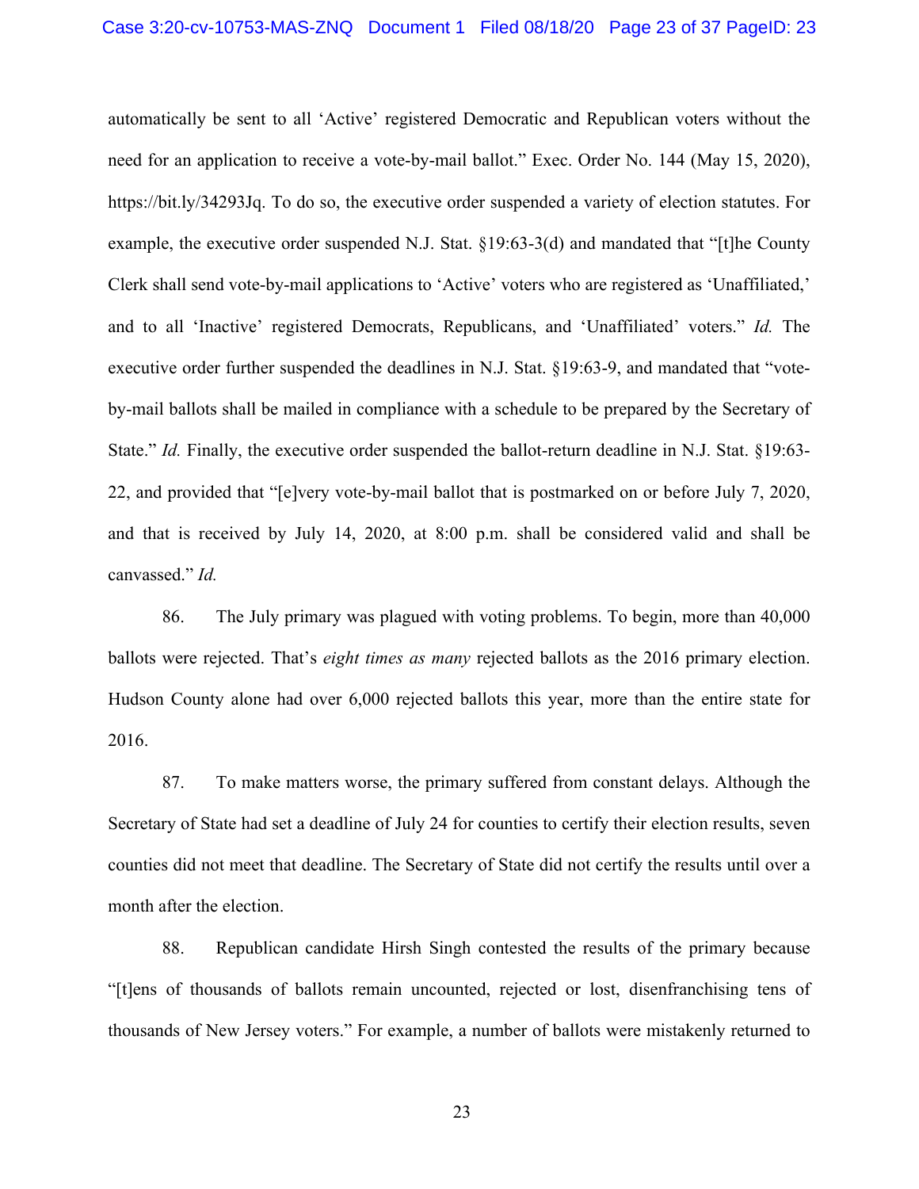automatically be sent to all 'Active' registered Democratic and Republican voters without the need for an application to receive a vote-by-mail ballot." Exec. Order No. 144 (May 15, 2020), https://bit.ly/34293Jq. To do so, the executive order suspended a variety of election statutes. For example, the executive order suspended N.J. Stat. §19:63-3(d) and mandated that "[t]he County Clerk shall send vote-by-mail applications to 'Active' voters who are registered as 'Unaffiliated,' and to all 'Inactive' registered Democrats, Republicans, and 'Unaffiliated' voters." *Id.* The executive order further suspended the deadlines in N.J. Stat. §19:63-9, and mandated that "vote-by-mail ballots shall be mailed in compliance with a schedule to be prepared by the Secretary of State." *Id.* Finally, the executive order suspended the ballot-return deadline in N.J. Stat. §19:63-22, and provided that "[e]very vote-by-mail ballot that is postmarked on or before July 7, 2020, and that is received by July 14, 2020, at 8:00 p.m. shall be considered valid and shall be canvassed." *Id.*

86. The July primary was plagued with voting problems. To begin, more than 40,000 ballots were rejected. That's *eight times as many* rejected ballots as the 2016 primary election. Hudson County alone had over 6,000 rejected ballots this year, more than the entire state for 2016.

87. To make matters worse, the primary suffered from constant delays. Although the Secretary of State had set a deadline of July 24 for counties to certify their election results, seven counties did not meet that deadline. The Secretary of State did not certify the results until over a month after the election.

88. Republican candidate Hirsh Singh contested the results of the primary because "[t]ens of thousands of ballots remain uncounted, rejected or lost, disenfranchising tens of thousands of New Jersey voters." For example, a number of ballots were mistakenly returned to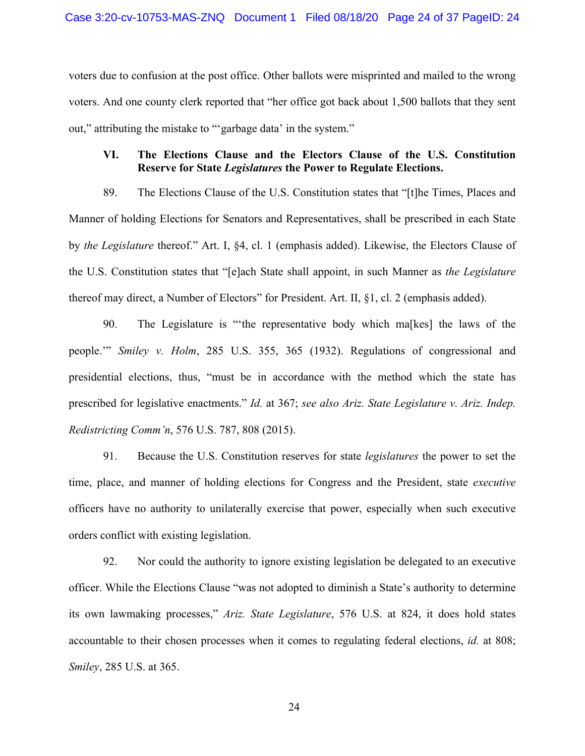voters due to confusion at the post office. Other ballots were misprinted and mailed to the wrong voters. And one county clerk reported that "her office got back about 1,500 ballots that they sent out," attributing the mistake to "'garbage data' in the system."

### VI. The Elections Clause and the Electors Clause of the U.S. Constitution Reserve for State *Legislatures* the Power to Regulate Elections.

89. The Elections Clause of the U.S. Constitution states that "[t]he Times, Places and Manner of holding Elections for Senators and Representatives, shall be prescribed in each State by *the Legislature* thereof." Art. I, §4, cl. 1 (emphasis added). Likewise, the Electors Clause of the U.S. Constitution states that "[e]ach State shall appoint, in such Manner as *the Legislature* thereof may direct, a Number of Electors" for President. Art. II, §1, cl. 2 (emphasis added).

90. The Legislature is "'the representative body which ma[kes] the laws of the people.'" *Smiley v. Holm*, 285 U.S. 355, 365 (1932). Regulations of congressional and presidential elections, thus, "must be in accordance with the method which the state has prescribed for legislative enactments." *Id.* at 367; *see also Ariz. State Legislature v. Ariz. Indep. Redistricting Comm'n*, 576 U.S. 787, 808 (2015).

91. Because the U.S. Constitution reserves for state *legislatures* the power to set the time, place, and manner of holding elections for Congress and the President, state *executive* officers have no authority to unilaterally exercise that power, especially when such executive orders conflict with existing legislation.

92. Nor could the authority to ignore existing legislation be delegated to an executive officer. While the Elections Clause "was not adopted to diminish a State's authority to determine its own lawmaking processes," *Ariz. State Legislature*, 576 U.S. at 824, it does hold states accountable to their chosen processes when it comes to regulating federal elections, *id.* at 808; *Smiley*, 285 U.S. at 365.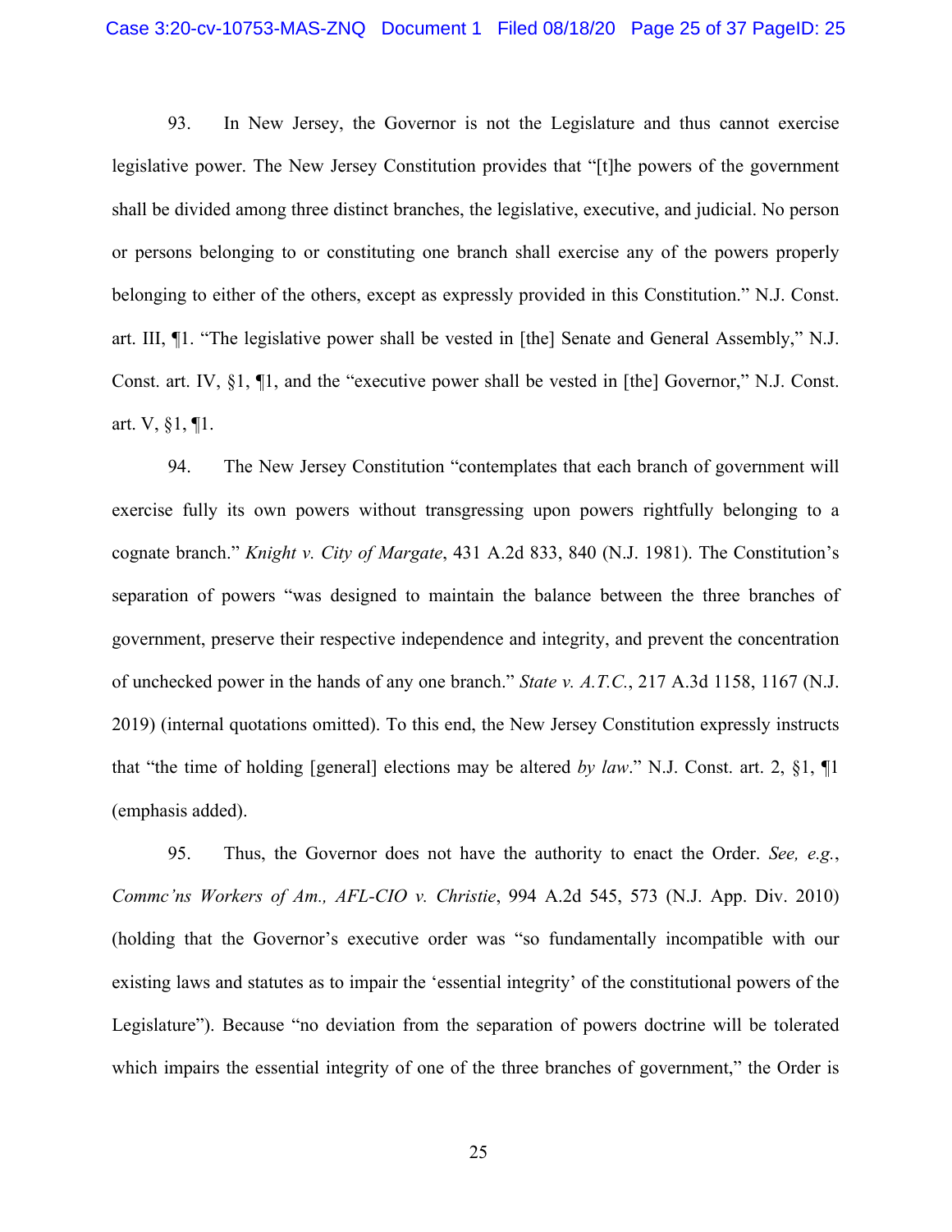93. In New Jersey, the Governor is not the Legislature and thus cannot exercise legislative power. The New Jersey Constitution provides that "[t]he powers of the government shall be divided among three distinct branches, the legislative, executive, and judicial. No person or persons belonging to or constituting one branch shall exercise any of the powers properly belonging to either of the others, except as expressly provided in this Constitution." N.J. Const. art. III, ¶1. "The legislative power shall be vested in [the] Senate and General Assembly," N.J. Const. art. IV, §1, ¶1, and the "executive power shall be vested in [the] Governor," N.J. Const. art. V, §1, ¶1.

94. The New Jersey Constitution "contemplates that each branch of government will exercise fully its own powers without transgressing upon powers rightfully belonging to a cognate branch." *Knight v. City of Margate*, 431 A.2d 833, 840 (N.J. 1981). The Constitution's separation of powers "was designed to maintain the balance between the three branches of government, preserve their respective independence and integrity, and prevent the concentration of unchecked power in the hands of any one branch." *State v. A.T.C.*, 217 A.3d 1158, 1167 (N.J. 2019) (internal quotations omitted). To this end, the New Jersey Constitution expressly instructs that "the time of holding [general] elections may be altered *by law*." N.J. Const. art. 2, §1, ¶1 (emphasis added).

95. Thus, the Governor does not have the authority to enact the Order. *See, e.g.*, *Commc'ns Workers of Am., AFL-CIO v. Christie*, 994 A.2d 545, 573 (N.J. App. Div. 2010) (holding that the Governor's executive order was "so fundamentally incompatible with our existing laws and statutes as to impair the 'essential integrity' of the constitutional powers of the Legislature"). Because "no deviation from the separation of powers doctrine will be tolerated which impairs the essential integrity of one of the three branches of government," the Order is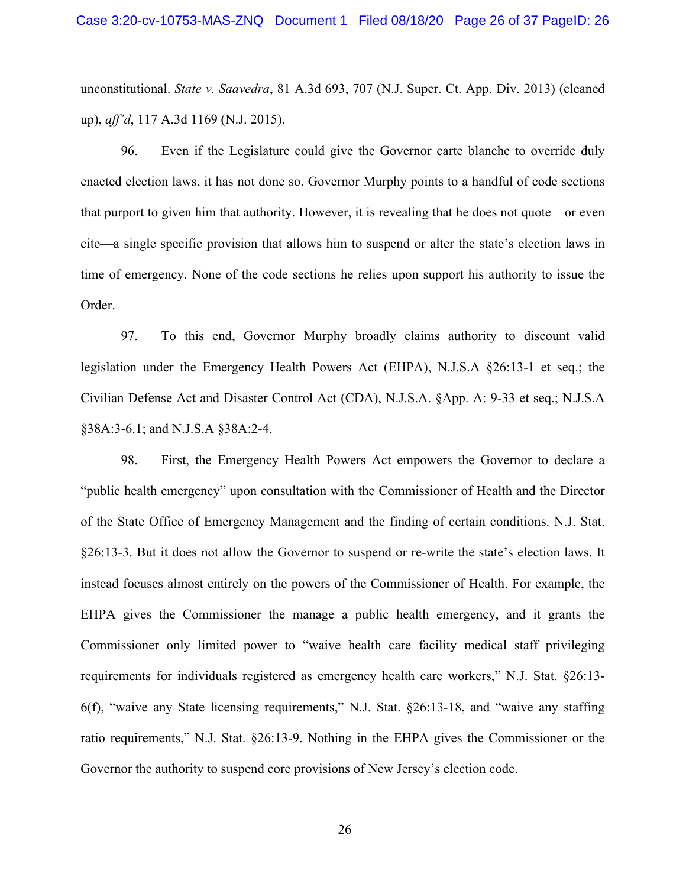unconstitutional. *State v. Saavedra*, 81 A.3d 693, 707 (N.J. Super. Ct. App. Div. 2013) (cleaned up), *aff'd*, 117 A.3d 1169 (N.J. 2015).

96. Even if the Legislature could give the Governor carte blanche to override duly enacted election laws, it has not done so. Governor Murphy points to a handful of code sections that purport to given him that authority. However, it is revealing that he does not quote—or even cite—a single specific provision that allows him to suspend or alter the state's election laws in time of emergency. None of the code sections he relies upon support his authority to issue the Order.

97. To this end, Governor Murphy broadly claims authority to discount valid legislation under the Emergency Health Powers Act (EHPA), N.J.S.A §26:13-1 et seq.; the Civilian Defense Act and Disaster Control Act (CDA), N.J.S.A. §App. A: 9-33 et seq.; N.J.S.A §38A:3-6.1; and N.J.S.A §38A:2-4.

98. First, the Emergency Health Powers Act empowers the Governor to declare a "public health emergency" upon consultation with the Commissioner of Health and the Director of the State Office of Emergency Management and the finding of certain conditions. N.J. Stat. §26:13-3. But it does not allow the Governor to suspend or re-write the state's election laws. It instead focuses almost entirely on the powers of the Commissioner of Health. For example, the EHPA gives the Commissioner the manage a public health emergency, and it grants the Commissioner only limited power to "waive health care facility medical staff privileging requirements for individuals registered as emergency health care workers," N.J. Stat. §26:13-6(f), "waive any State licensing requirements," N.J. Stat. §26:13-18, and "waive any staffing ratio requirements," N.J. Stat. §26:13-9. Nothing in the EHPA gives the Commissioner or the Governor the authority to suspend core provisions of New Jersey's election code.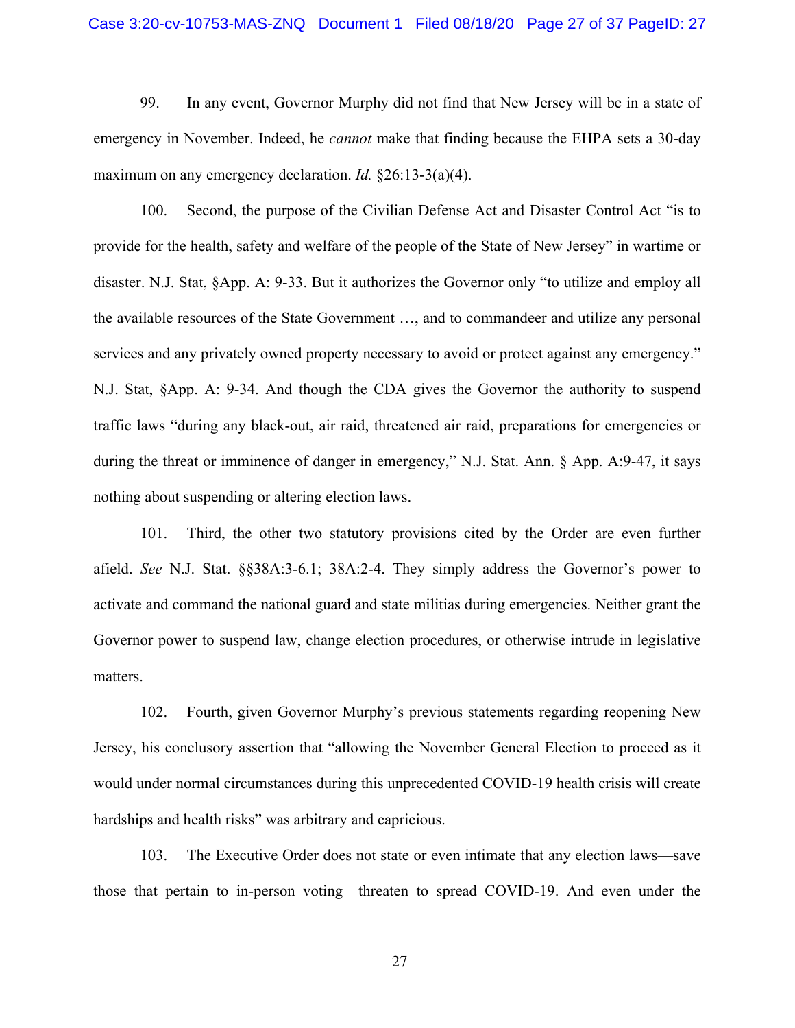99. In any event, Governor Murphy did not find that New Jersey will be in a state of emergency in November. Indeed, he *cannot* make that finding because the EHPA sets a 30-day maximum on any emergency declaration. *Id.* §26:13-3(a)(4).

100. Second, the purpose of the Civilian Defense Act and Disaster Control Act "is to provide for the health, safety and welfare of the people of the State of New Jersey" in wartime or disaster. N.J. Stat, §App. A: 9-33. But it authorizes the Governor only "to utilize and employ all the available resources of the State Government …, and to commandeer and utilize any personal services and any privately owned property necessary to avoid or protect against any emergency." N.J. Stat, §App. A: 9-34. And though the CDA gives the Governor the authority to suspend traffic laws "during any black-out, air raid, threatened air raid, preparations for emergencies or during the threat or imminence of danger in emergency," N.J. Stat. Ann. § App. A:9-47, it says nothing about suspending or altering election laws.

101. Third, the other two statutory provisions cited by the Order are even further afield. *See* N.J. Stat. §§38A:3-6.1; 38A:2-4. They simply address the Governor's power to activate and command the national guard and state militias during emergencies. Neither grant the Governor power to suspend law, change election procedures, or otherwise intrude in legislative matters.

102. Fourth, given Governor Murphy's previous statements regarding reopening New Jersey, his conclusory assertion that "allowing the November General Election to proceed as it would under normal circumstances during this unprecedented COVID-19 health crisis will create hardships and health risks" was arbitrary and capricious.

103. The Executive Order does not state or even intimate that any election laws—save those that pertain to in-person voting—threaten to spread COVID-19. And even under the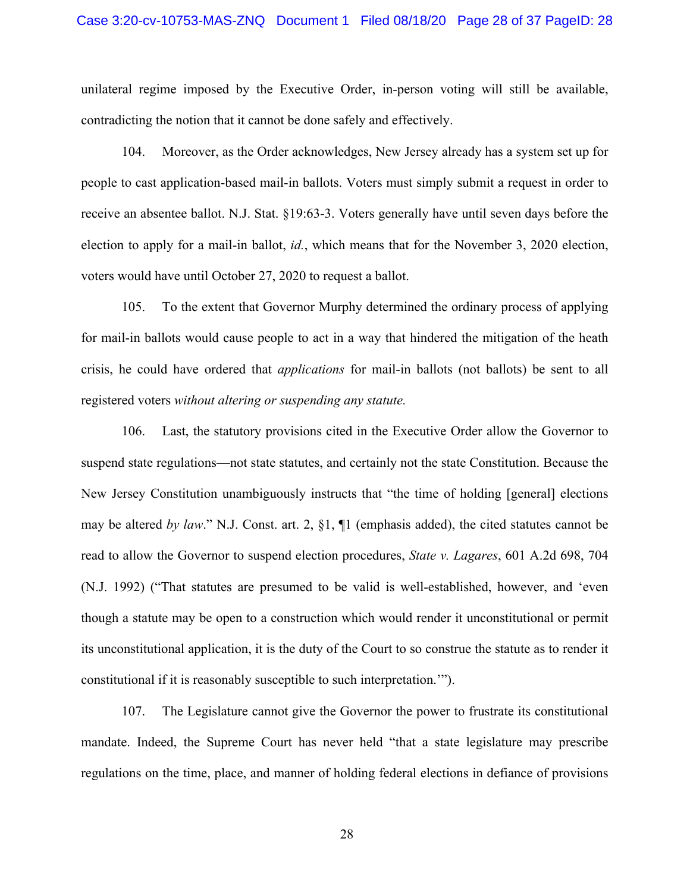unilateral regime imposed by the Executive Order, in-person voting will still be available, contradicting the notion that it cannot be done safely and effectively.

104. Moreover, as the Order acknowledges, New Jersey already has a system set up for people to cast application-based mail-in ballots. Voters must simply submit a request in order to receive an absentee ballot. N.J. Stat. §19:63-3. Voters generally have until seven days before the election to apply for a mail-in ballot, *id.*, which means that for the November 3, 2020 election, voters would have until October 27, 2020 to request a ballot.

105. To the extent that Governor Murphy determined the ordinary process of applying for mail-in ballots would cause people to act in a way that hindered the mitigation of the heath crisis, he could have ordered that *applications* for mail-in ballots (not ballots) be sent to all registered voters *without altering or suspending any statute.*

106. Last, the statutory provisions cited in the Executive Order allow the Governor to suspend state regulations—not state statutes, and certainly not the state Constitution. Because the New Jersey Constitution unambiguously instructs that "the time of holding [general] elections may be altered *by law*." N.J. Const. art. 2, §1, ¶1 (emphasis added), the cited statutes cannot be read to allow the Governor to suspend election procedures, *State v. Lagares*, 601 A.2d 698, 704 (N.J. 1992) ("That statutes are presumed to be valid is well-established, however, and 'even though a statute may be open to a construction which would render it unconstitutional or permit its unconstitutional application, it is the duty of the Court to so construe the statute as to render it constitutional if it is reasonably susceptible to such interpretation.'").

107. The Legislature cannot give the Governor the power to frustrate its constitutional mandate. Indeed, the Supreme Court has never held "that a state legislature may prescribe regulations on the time, place, and manner of holding federal elections in defiance of provisions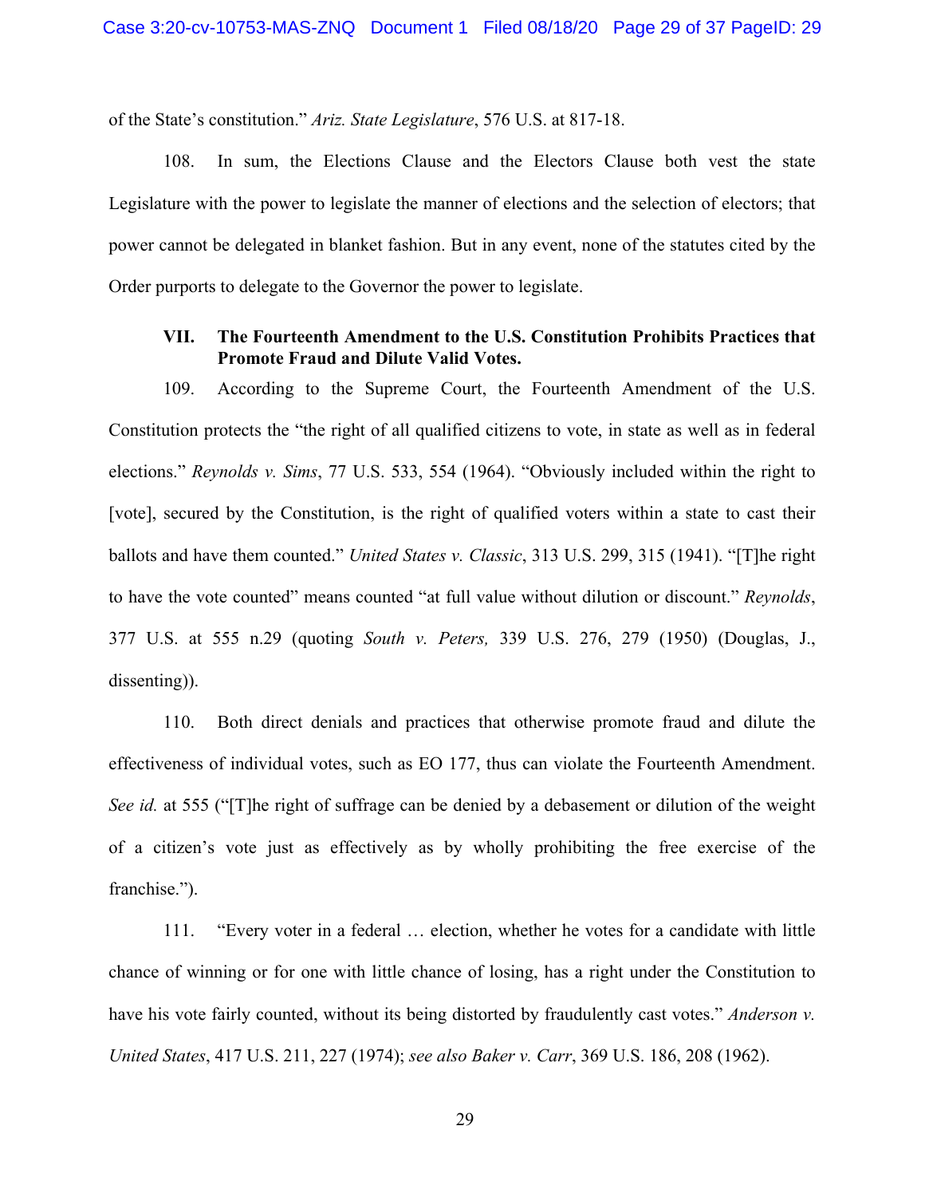of the State's constitution." *Ariz. State Legislature*, 576 U.S. at 817-18.

108. In sum, the Elections Clause and the Electors Clause both vest the state Legislature with the power to legislate the manner of elections and the selection of electors; that power cannot be delegated in blanket fashion. But in any event, none of the statutes cited by the Order purports to delegate to the Governor the power to legislate.

### VII. The Fourteenth Amendment to the U.S. Constitution Prohibits Practices that Promote Fraud and Dilute Valid Votes.

109. According to the Supreme Court, the Fourteenth Amendment of the U.S. Constitution protects the "the right of all qualified citizens to vote, in state as well as in federal elections." *Reynolds v. Sims*, 77 U.S. 533, 554 (1964). "Obviously included within the right to [vote], secured by the Constitution, is the right of qualified voters within a state to cast their ballots and have them counted." *United States v. Classic*, 313 U.S. 299, 315 (1941). "[T]he right to have the vote counted" means counted "at full value without dilution or discount." *Reynolds*, 377 U.S. at 555 n.29 (quoting *South v. Peters,* 339 U.S. 276, 279 (1950) (Douglas, J., dissenting)).

110. Both direct denials and practices that otherwise promote fraud and dilute the effectiveness of individual votes, such as EO 177, thus can violate the Fourteenth Amendment. *See id.* at 555 ("[T]he right of suffrage can be denied by a debasement or dilution of the weight of a citizen's vote just as effectively as by wholly prohibiting the free exercise of the franchise.").

111. "Every voter in a federal … election, whether he votes for a candidate with little chance of winning or for one with little chance of losing, has a right under the Constitution to have his vote fairly counted, without its being distorted by fraudulently cast votes." *Anderson v. United States*, 417 U.S. 211, 227 (1974); *see also Baker v. Carr*, 369 U.S. 186, 208 (1962).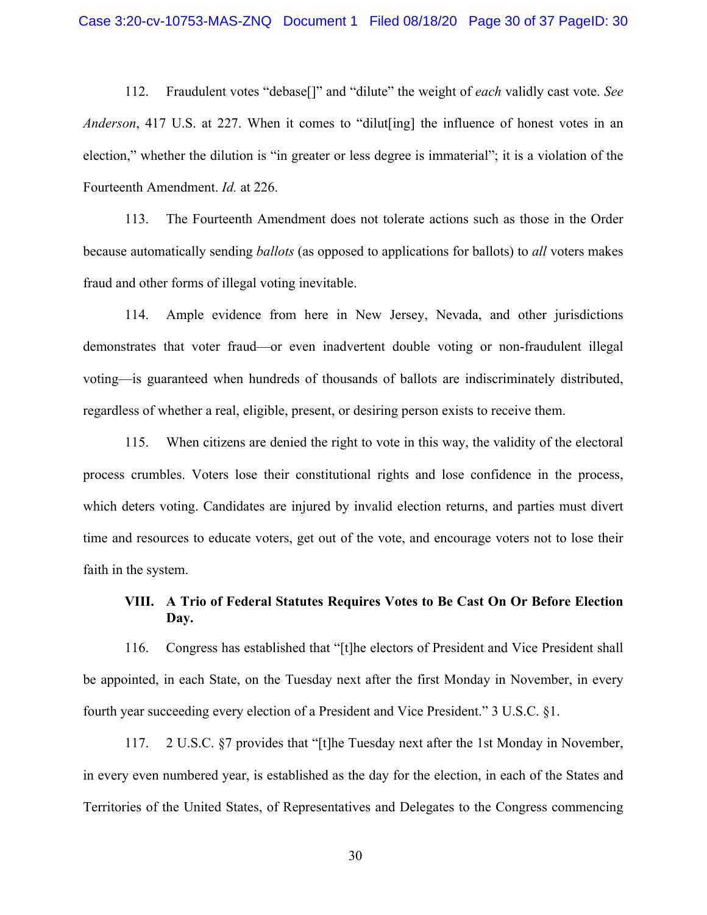112. Fraudulent votes "debase[]" and "dilute" the weight of *each* validly cast vote. *See Anderson*, 417 U.S. at 227. When it comes to "dilut[ing] the influence of honest votes in an election," whether the dilution is "in greater or less degree is immaterial"; it is a violation of the Fourteenth Amendment. *Id.* at 226.

113. The Fourteenth Amendment does not tolerate actions such as those in the Order because automatically sending *ballots* (as opposed to applications for ballots) to *all* voters makes fraud and other forms of illegal voting inevitable.

114. Ample evidence from here in New Jersey, Nevada, and other jurisdictions demonstrates that voter fraud—or even inadvertent double voting or non-fraudulent illegal voting—is guaranteed when hundreds of thousands of ballots are indiscriminately distributed, regardless of whether a real, eligible, present, or desiring person exists to receive them.

115. When citizens are denied the right to vote in this way, the validity of the electoral process crumbles. Voters lose their constitutional rights and lose confidence in the process, which deters voting. Candidates are injured by invalid election returns, and parties must divert time and resources to educate voters, get out of the vote, and encourage voters not to lose their faith in the system.

## VIII. A Trio of Federal Statutes Requires Votes to Be Cast On Or Before Election Day.

116. Congress has established that "[t]he electors of President and Vice President shall be appointed, in each State, on the Tuesday next after the first Monday in November, in every fourth year succeeding every election of a President and Vice President." 3 U.S.C. §1.

117. 2 U.S.C. §7 provides that "[t]he Tuesday next after the 1st Monday in November, in every even numbered year, is established as the day for the election, in each of the States and Territories of the United States, of Representatives and Delegates to the Congress commencing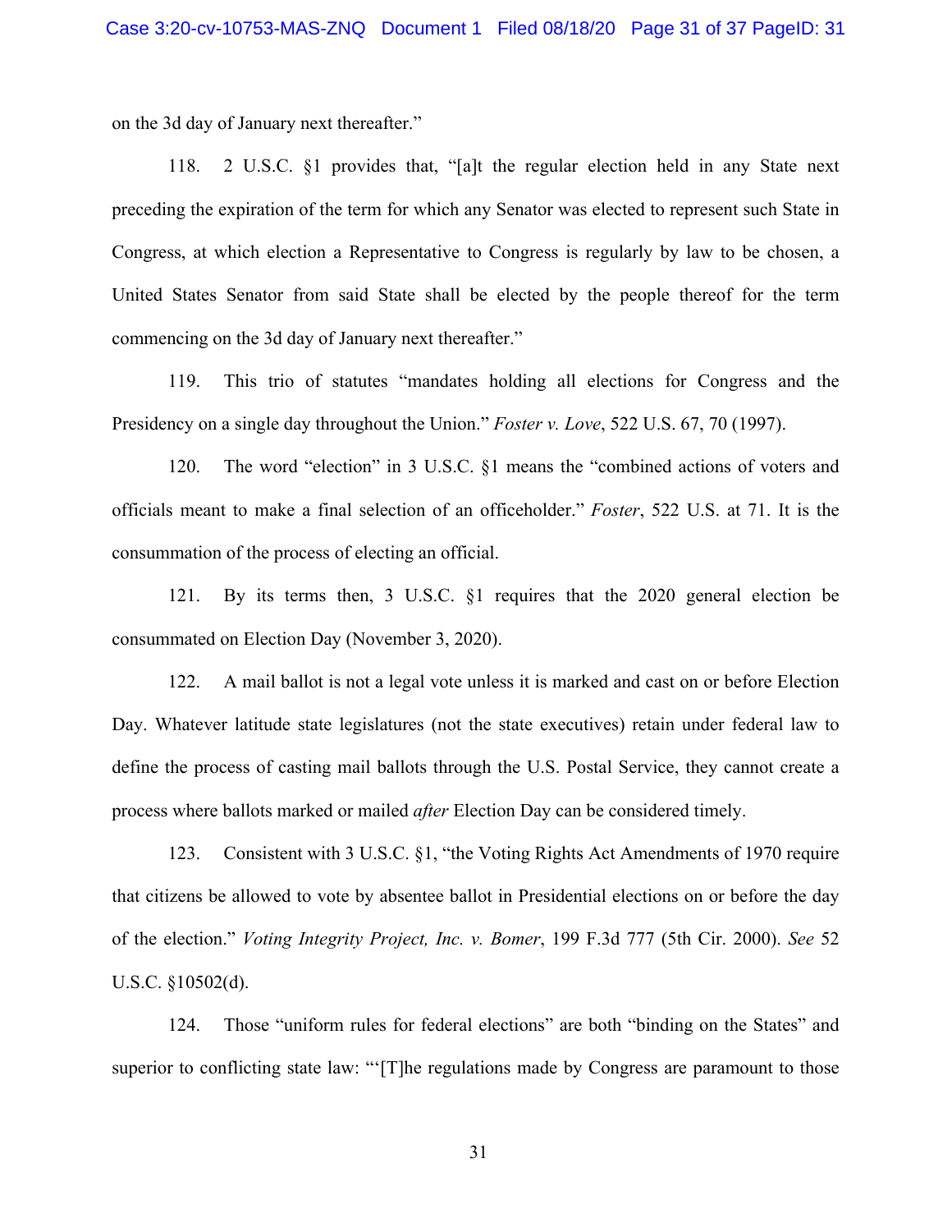on the 3d day of January next thereafter."

118. 2 U.S.C. §1 provides that, "[a]t the regular election held in any State next preceding the expiration of the term for which any Senator was elected to represent such State in Congress, at which election a Representative to Congress is regularly by law to be chosen, a United States Senator from said State shall be elected by the people thereof for the term commencing on the 3d day of January next thereafter."

119. This trio of statutes "mandates holding all elections for Congress and the Presidency on a single day throughout the Union." *Foster v. Love*, 522 U.S. 67, 70 (1997).

120. The word "election" in 3 U.S.C. §1 means the "combined actions of voters and officials meant to make a final selection of an officeholder." *Foster*, 522 U.S. at 71. It is the consummation of the process of electing an official.

121. By its terms then, 3 U.S.C. §1 requires that the 2020 general election be consummated on Election Day (November 3, 2020).

122. A mail ballot is not a legal vote unless it is marked and cast on or before Election Day. Whatever latitude state legislatures (not the state executives) retain under federal law to define the process of casting mail ballots through the U.S. Postal Service, they cannot create a process where ballots marked or mailed *after* Election Day can be considered timely.

123. Consistent with 3 U.S.C. §1, "the Voting Rights Act Amendments of 1970 require that citizens be allowed to vote by absentee ballot in Presidential elections on or before the day of the election." *Voting Integrity Project, Inc. v. Bomer*, 199 F.3d 777 (5th Cir. 2000). *See* 52 U.S.C. §10502(d).

124. Those "uniform rules for federal elections" are both "binding on the States" and superior to conflicting state law: "'[T]he regulations made by Congress are paramount to those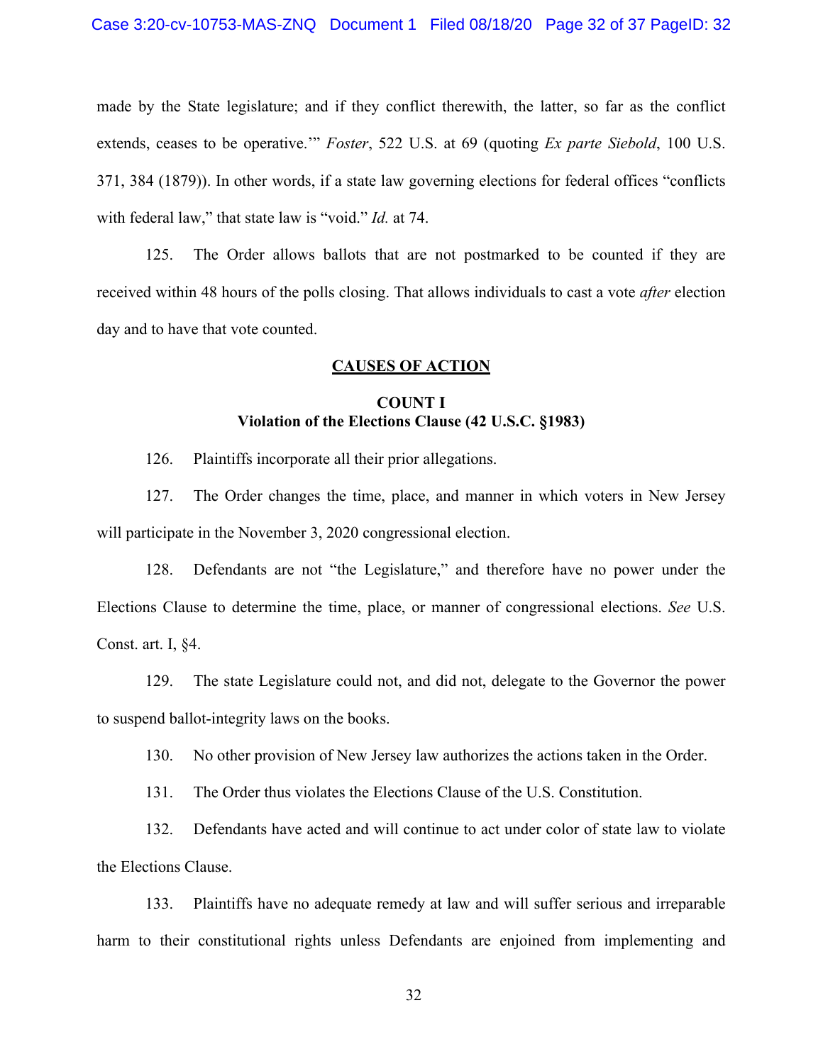made by the State legislature; and if they conflict therewith, the latter, so far as the conflict extends, ceases to be operative.'" *Foster*, 522 U.S. at 69 (quoting *Ex parte Siebold*, 100 U.S. 371, 384 (1879)). In other words, if a state law governing elections for federal offices "conflicts with federal law," that state law is "void." *Id.* at 74.

125. The Order allows ballots that are not postmarked to be counted if they are received within 48 hours of the polls closing. That allows individuals to cast a vote *after* election day and to have that vote counted.

## CAUSES OF ACTION

### COUNT I
### Violation of the Elections Clause (42 U.S.C. §1983)

126. Plaintiffs incorporate all their prior allegations.

127. The Order changes the time, place, and manner in which voters in New Jersey will participate in the November 3, 2020 congressional election.

128. Defendants are not "the Legislature," and therefore have no power under the Elections Clause to determine the time, place, or manner of congressional elections. *See* U.S. Const. art. I, §4.

129. The state Legislature could not, and did not, delegate to the Governor the power to suspend ballot-integrity laws on the books.

130. No other provision of New Jersey law authorizes the actions taken in the Order.

131. The Order thus violates the Elections Clause of the U.S. Constitution.

132. Defendants have acted and will continue to act under color of state law to violate the Elections Clause.

133. Plaintiffs have no adequate remedy at law and will suffer serious and irreparable harm to their constitutional rights unless Defendants are enjoined from implementing and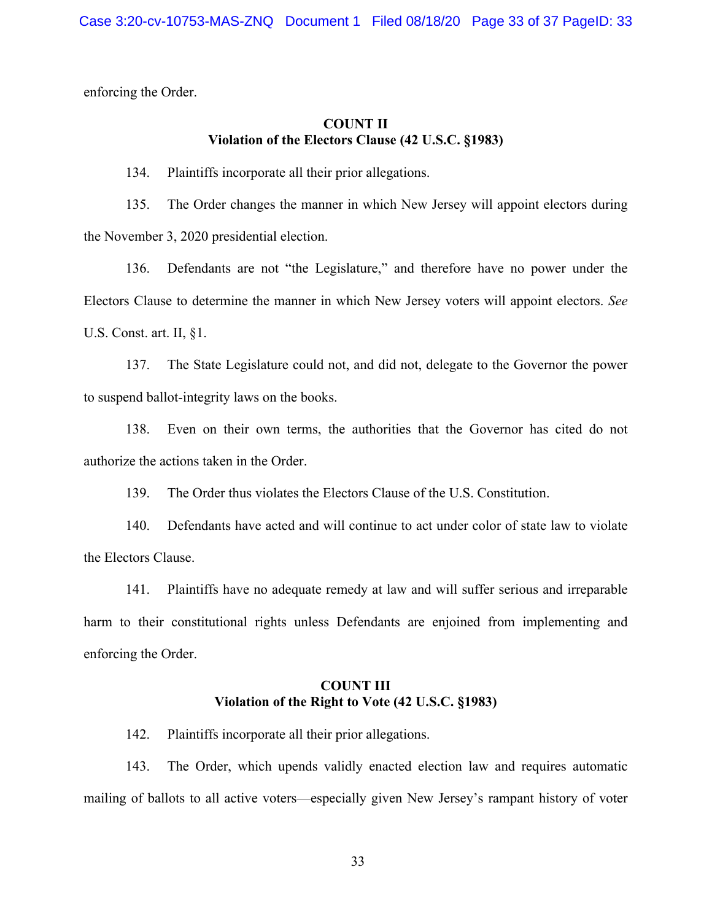enforcing the Order.

**COUNT II**
**Violation of the Electors Clause (42 U.S.C. §1983)**

134. Plaintiffs incorporate all their prior allegations.

135. The Order changes the manner in which New Jersey will appoint electors during the November 3, 2020 presidential election.

136. Defendants are not "the Legislature," and therefore have no power under the Electors Clause to determine the manner in which New Jersey voters will appoint electors. *See* U.S. Const. art. II, §1.

137. The State Legislature could not, and did not, delegate to the Governor the power to suspend ballot-integrity laws on the books.

138. Even on their own terms, the authorities that the Governor has cited do not authorize the actions taken in the Order.

139. The Order thus violates the Electors Clause of the U.S. Constitution.

140. Defendants have acted and will continue to act under color of state law to violate the Electors Clause.

141. Plaintiffs have no adequate remedy at law and will suffer serious and irreparable harm to their constitutional rights unless Defendants are enjoined from implementing and enforcing the Order.

**COUNT III**
**Violation of the Right to Vote (42 U.S.C. §1983)**

142. Plaintiffs incorporate all their prior allegations.

143. The Order, which upends validly enacted election law and requires automatic mailing of ballots to all active voters—especially given New Jersey's rampant history of voter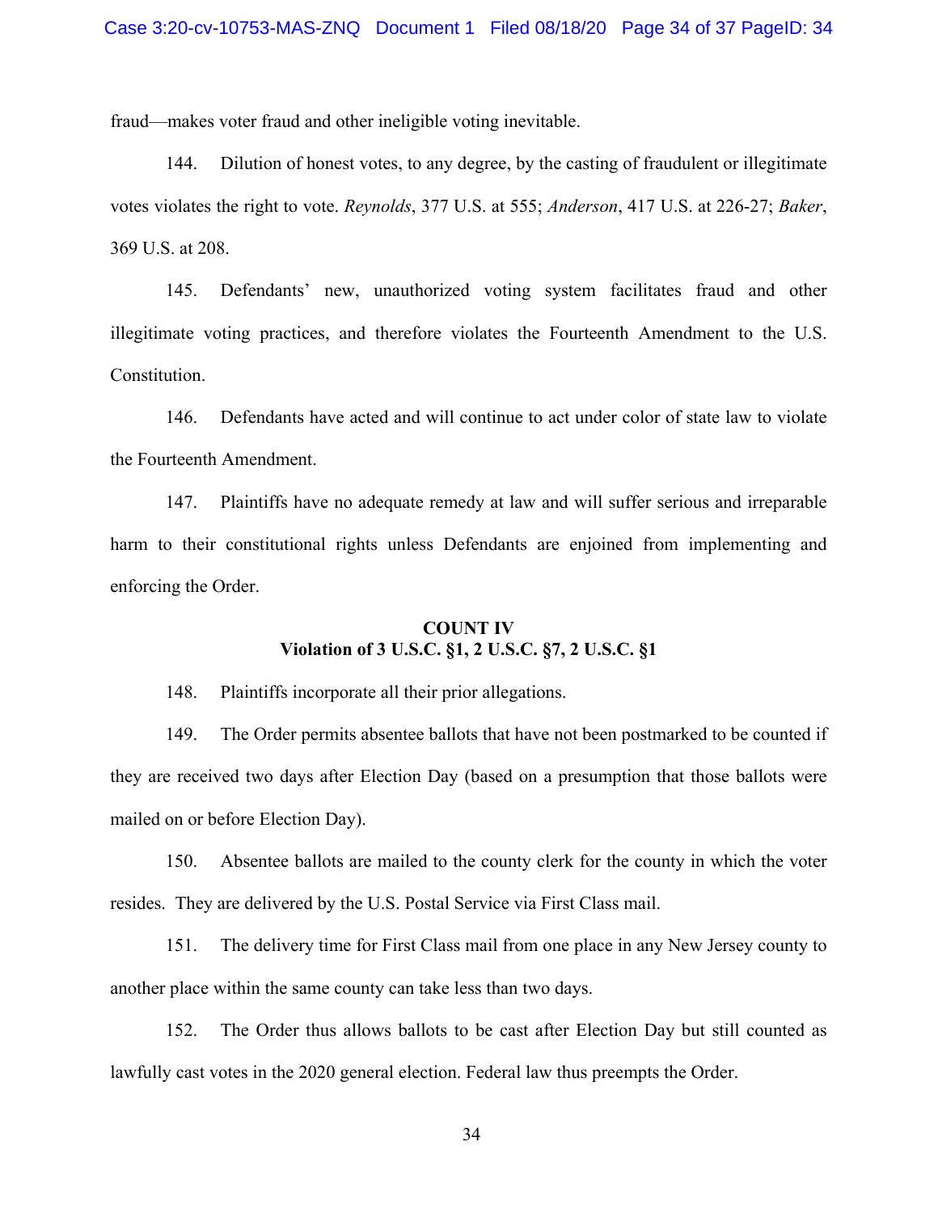fraud—makes voter fraud and other ineligible voting inevitable.

144. Dilution of honest votes, to any degree, by the casting of fraudulent or illegitimate votes violates the right to vote. *Reynolds*, 377 U.S. at 555; *Anderson*, 417 U.S. at 226-27; *Baker*, 369 U.S. at 208.

145. Defendants' new, unauthorized voting system facilitates fraud and other illegitimate voting practices, and therefore violates the Fourteenth Amendment to the U.S. Constitution.

146. Defendants have acted and will continue to act under color of state law to violate the Fourteenth Amendment.

147. Plaintiffs have no adequate remedy at law and will suffer serious and irreparable harm to their constitutional rights unless Defendants are enjoined from implementing and enforcing the Order.

**COUNT IV**
**Violation of 3 U.S.C. §1, 2 U.S.C. §7, 2 U.S.C. §1**

148. Plaintiffs incorporate all their prior allegations.

149. The Order permits absentee ballots that have not been postmarked to be counted if they are received two days after Election Day (based on a presumption that those ballots were mailed on or before Election Day).

150. Absentee ballots are mailed to the county clerk for the county in which the voter resides. They are delivered by the U.S. Postal Service via First Class mail.

151. The delivery time for First Class mail from one place in any New Jersey county to another place within the same county can take less than two days.

152. The Order thus allows ballots to be cast after Election Day but still counted as lawfully cast votes in the 2020 general election. Federal law thus preempts the Order.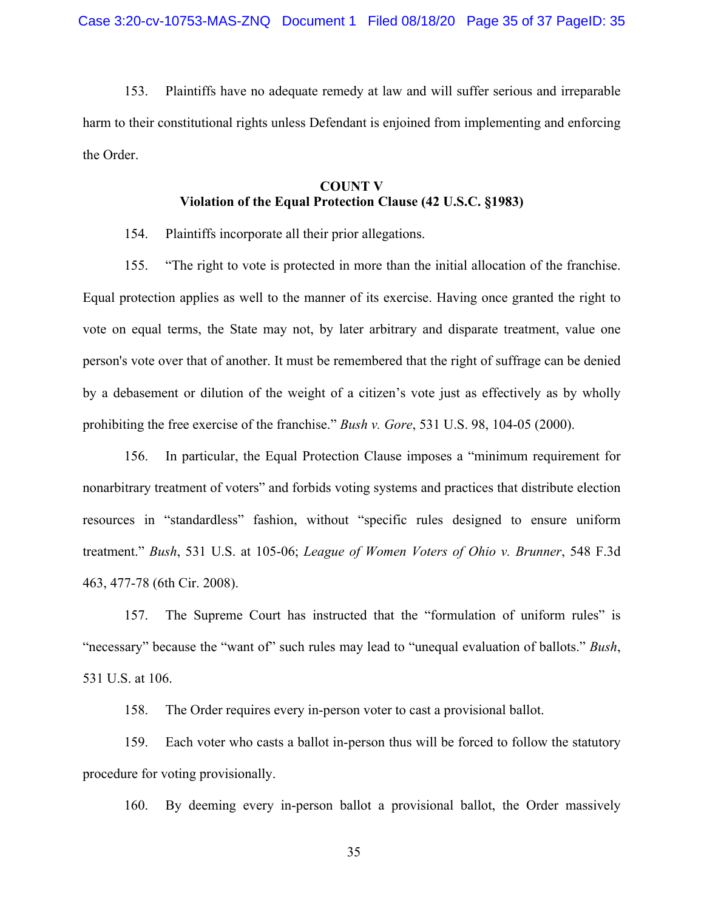153. Plaintiffs have no adequate remedy at law and will suffer serious and irreparable harm to their constitutional rights unless Defendant is enjoined from implementing and enforcing the Order.

**COUNT V**
**Violation of the Equal Protection Clause (42 U.S.C. §1983)**

154. Plaintiffs incorporate all their prior allegations.

155. "The right to vote is protected in more than the initial allocation of the franchise. Equal protection applies as well to the manner of its exercise. Having once granted the right to vote on equal terms, the State may not, by later arbitrary and disparate treatment, value one person's vote over that of another. It must be remembered that the right of suffrage can be denied by a debasement or dilution of the weight of a citizen's vote just as effectively as by wholly prohibiting the free exercise of the franchise." *Bush v. Gore*, 531 U.S. 98, 104-05 (2000).

156. In particular, the Equal Protection Clause imposes a "minimum requirement for nonarbitrary treatment of voters" and forbids voting systems and practices that distribute election resources in "standardless" fashion, without "specific rules designed to ensure uniform treatment." *Bush*, 531 U.S. at 105-06; *League of Women Voters of Ohio v. Brunner*, 548 F.3d 463, 477-78 (6th Cir. 2008).

157. The Supreme Court has instructed that the "formulation of uniform rules" is "necessary" because the "want of" such rules may lead to "unequal evaluation of ballots." *Bush*, 531 U.S. at 106.

158. The Order requires every in-person voter to cast a provisional ballot.

159. Each voter who casts a ballot in-person thus will be forced to follow the statutory procedure for voting provisionally.

160. By deeming every in-person ballot a provisional ballot, the Order massively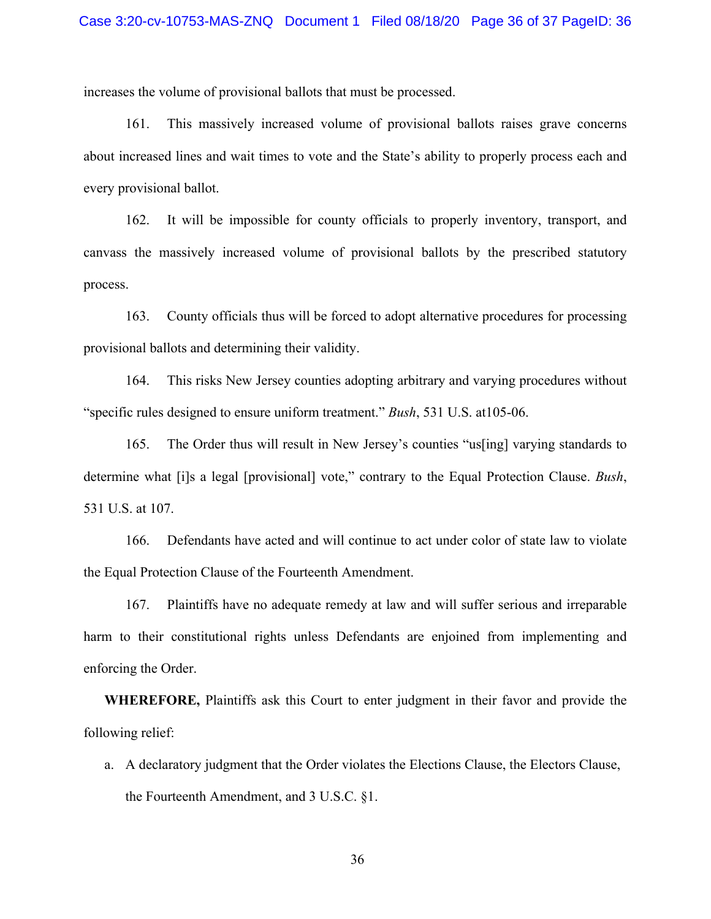increases the volume of provisional ballots that must be processed.

161. This massively increased volume of provisional ballots raises grave concerns about increased lines and wait times to vote and the State's ability to properly process each and every provisional ballot.

162. It will be impossible for county officials to properly inventory, transport, and canvass the massively increased volume of provisional ballots by the prescribed statutory process.

163. County officials thus will be forced to adopt alternative procedures for processing provisional ballots and determining their validity.

164. This risks New Jersey counties adopting arbitrary and varying procedures without "specific rules designed to ensure uniform treatment." *Bush*, 531 U.S. at105-06.

165. The Order thus will result in New Jersey's counties "us[ing] varying standards to determine what [i]s a legal [provisional] vote," contrary to the Equal Protection Clause. *Bush*, 531 U.S. at 107.

166. Defendants have acted and will continue to act under color of state law to violate the Equal Protection Clause of the Fourteenth Amendment.

167. Plaintiffs have no adequate remedy at law and will suffer serious and irreparable harm to their constitutional rights unless Defendants are enjoined from implementing and enforcing the Order.

**WHEREFORE,** Plaintiffs ask this Court to enter judgment in their favor and provide the following relief:

a. A declaratory judgment that the Order violates the Elections Clause, the Electors Clause, the Fourteenth Amendment, and 3 U.S.C. §1.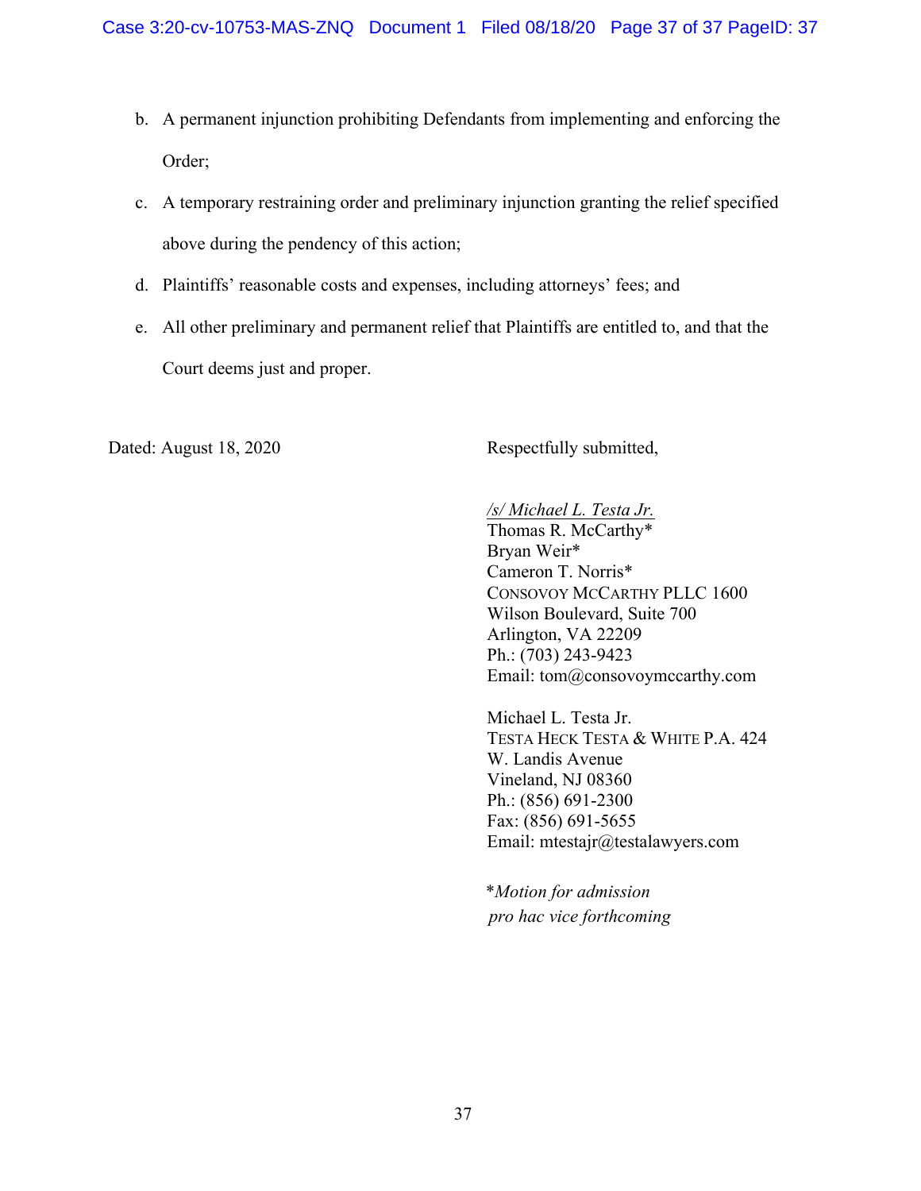b. A permanent injunction prohibiting Defendants from implementing and enforcing the Order;

c. A temporary restraining order and preliminary injunction granting the relief specified above during the pendency of this action;

d. Plaintiffs' reasonable costs and expenses, including attorneys' fees; and

e. All other preliminary and permanent relief that Plaintiffs are entitled to, and that the Court deems just and proper.

Dated: August 18, 2020

Respectfully submitted,

*/s/ Michael L. Testa Jr.*
Thomas R. McCarthy*
Bryan Weir*
Cameron T. Norris*
CONSOVOY MCCARTHY PLLC 1600
Wilson Boulevard, Suite 700
Arlington, VA 22209
Ph.: (703) 243-9423
Email: tom@consovoymccarthy.com

Michael L. Testa Jr.
TESTA HECK TESTA & WHITE P.A. 424
W. Landis Avenue
Vineland, NJ 08360
Ph.: (856) 691-2300
Fax: (856) 691-5655
Email: mtestajr@testalawyers.com

**Motion for admission pro hac vice forthcoming*